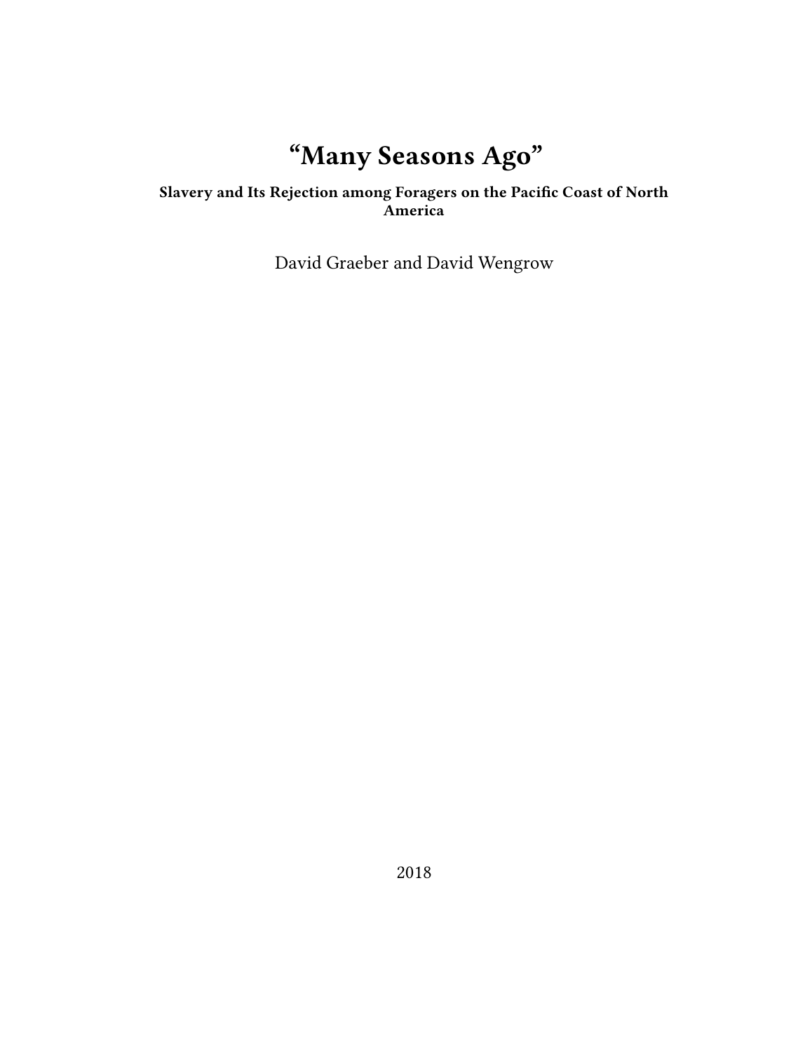# “Many Seasons Ago”

**Slavery and Its Rejection among Foragers on the Pacific Coast of North America**

David Graeber and David Wengrow

2018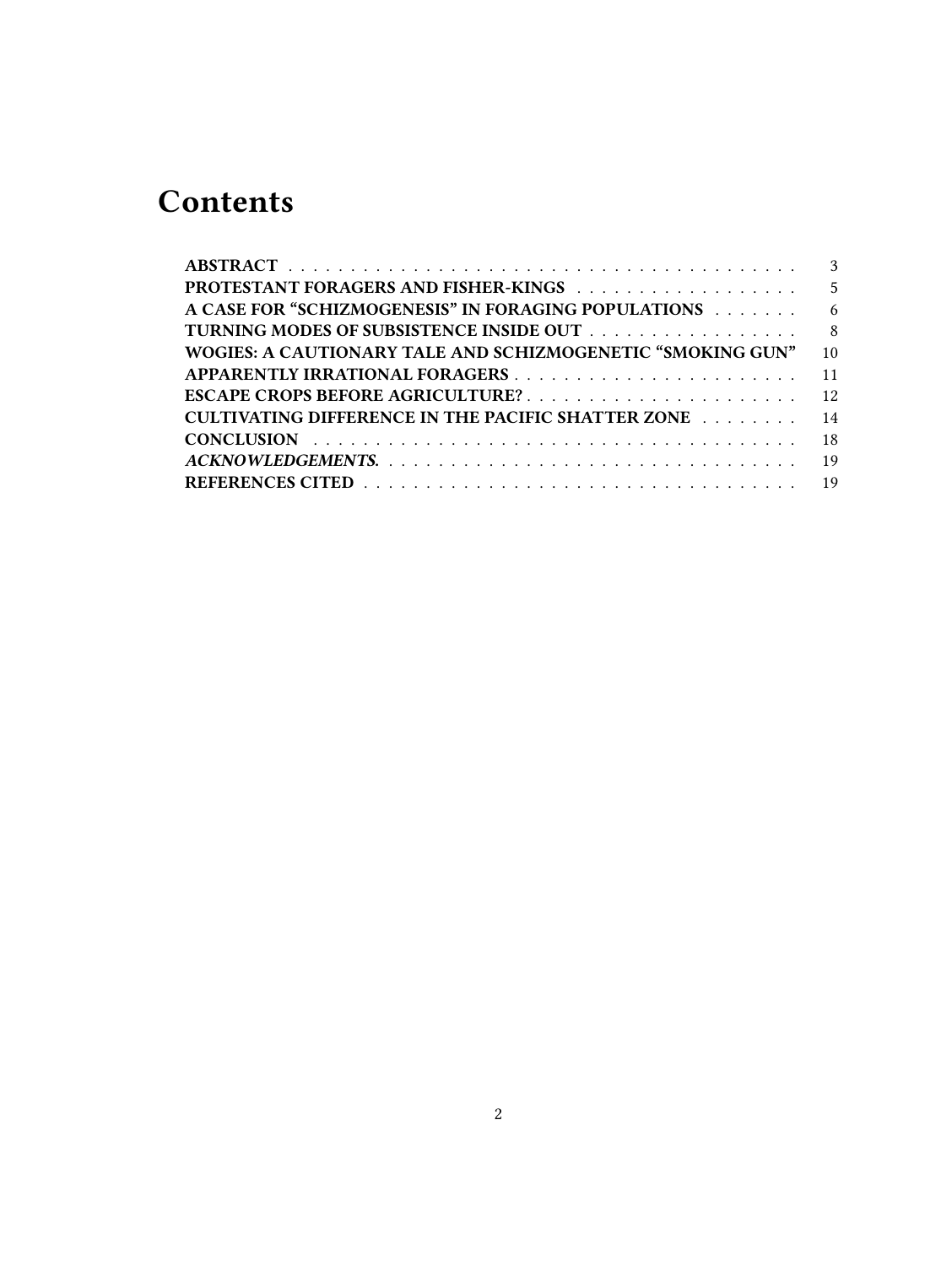# Contents

| | |
|---|---|
| **ABSTRACT** | 3 |
| **PROTESTANT FORAGERS AND FISHER-KINGS** | 5 |
| **A CASE FOR "SCHIZMOGENESIS" IN FORAGING POPULATIONS** | 6 |
| **TURNING MODES OF SUBSISTENCE INSIDE OUT** | 8 |
| **WOGIES: A CAUTIONARY TALE AND SCHIZMOGENETIC "SMOKING GUN"** | 10 |
| **APPARENTLY IRRATIONAL FORAGERS** | 11 |
| **ESCAPE CROPS BEFORE AGRICULTURE?** | 12 |
| **CULTIVATING DIFFERENCE IN THE PACIFIC SHATTER ZONE** | 14 |
| **CONCLUSION** | 18 |
| ***ACKNOWLEDGEMENTS.*** | 19 |
| **REFERENCES CITED** | 19 |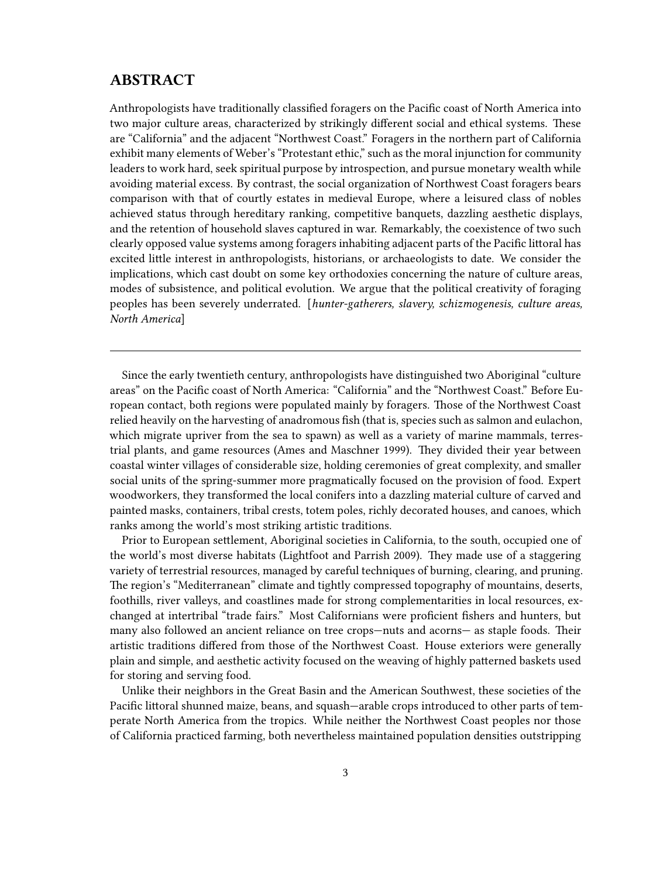## ABSTRACT

Anthropologists have traditionally classified foragers on the Pacific coast of North America into two major culture areas, characterized by strikingly different social and ethical systems. These are "California" and the adjacent "Northwest Coast." Foragers in the northern part of California exhibit many elements of Weber's "Protestant ethic," such as the moral injunction for community leaders to work hard, seek spiritual purpose by introspection, and pursue monetary wealth while avoiding material excess. By contrast, the social organization of Northwest Coast foragers bears comparison with that of courtly estates in medieval Europe, where a leisured class of nobles achieved status through hereditary ranking, competitive banquets, dazzling aesthetic displays, and the retention of household slaves captured in war. Remarkably, the coexistence of two such clearly opposed value systems among foragers inhabiting adjacent parts of the Pacific littoral has excited little interest in anthropologists, historians, or archaeologists to date. We consider the implications, which cast doubt on some key orthodoxies concerning the nature of culture areas, modes of subsistence, and political evolution. We argue that the political creativity of foraging peoples has been severely underrated. [*hunter-gatherers, slavery, schizmogenesis, culture areas, North America*]

---

Since the early twentieth century, anthropologists have distinguished two Aboriginal "culture areas" on the Pacific coast of North America: "California" and the "Northwest Coast." Before European contact, both regions were populated mainly by foragers. Those of the Northwest Coast relied heavily on the harvesting of anadromous fish (that is, species such as salmon and eulachon, which migrate upriver from the sea to spawn) as well as a variety of marine mammals, terrestrial plants, and game resources (Ames and Maschner 1999). They divided their year between coastal winter villages of considerable size, holding ceremonies of great complexity, and smaller social units of the spring-summer more pragmatically focused on the provision of food. Expert woodworkers, they transformed the local conifers into a dazzling material culture of carved and painted masks, containers, tribal crests, totem poles, richly decorated houses, and canoes, which ranks among the world's most striking artistic traditions.

Prior to European settlement, Aboriginal societies in California, to the south, occupied one of the world's most diverse habitats (Lightfoot and Parrish 2009). They made use of a staggering variety of terrestrial resources, managed by careful techniques of burning, clearing, and pruning. The region's "Mediterranean" climate and tightly compressed topography of mountains, deserts, foothills, river valleys, and coastlines made for strong complementarities in local resources, exchanged at intertribal "trade fairs." Most Californians were proficient fishers and hunters, but many also followed an ancient reliance on tree crops—nuts and acorns— as staple foods. Their artistic traditions differed from those of the Northwest Coast. House exteriors were generally plain and simple, and aesthetic activity focused on the weaving of highly patterned baskets used for storing and serving food.

Unlike their neighbors in the Great Basin and the American Southwest, these societies of the Pacific littoral shunned maize, beans, and squash—arable crops introduced to other parts of temperate North America from the tropics. While neither the Northwest Coast peoples nor those of California practiced farming, both nevertheless maintained population densities outstripping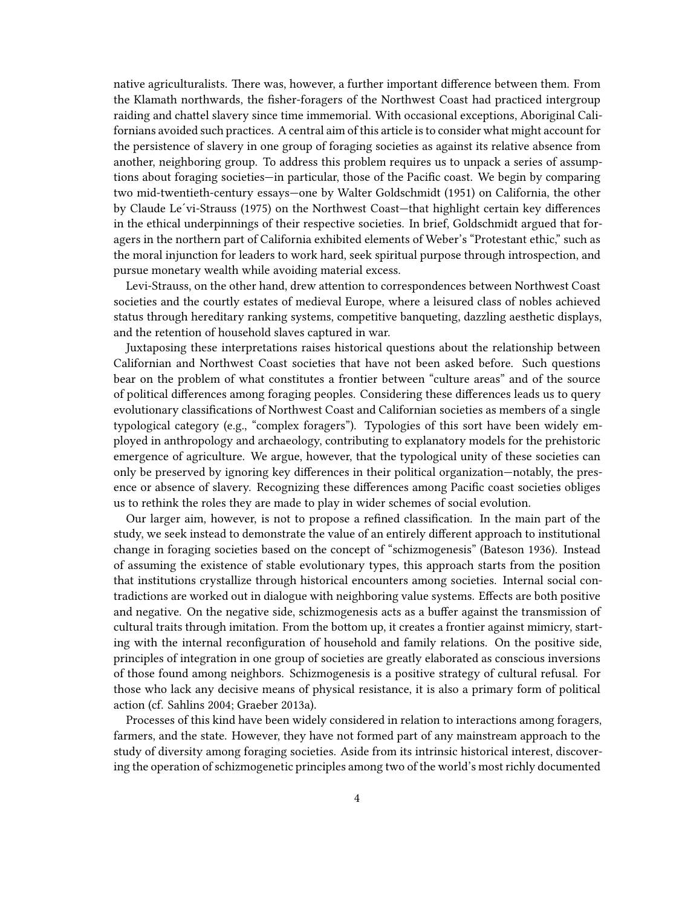native agriculturalists. There was, however, a further important difference between them. From the Klamath northwards, the fisher-foragers of the Northwest Coast had practiced intergroup raiding and chattel slavery since time immemorial. With occasional exceptions, Aboriginal Californians avoided such practices. A central aim of this article is to consider what might account for the persistence of slavery in one group of foraging societies as against its relative absence from another, neighboring group. To address this problem requires us to unpack a series of assumptions about foraging societies—in particular, those of the Pacific coast. We begin by comparing two mid-twentieth-century essays—one by Walter Goldschmidt (1951) on California, the other by Claude Le´vi-Strauss (1975) on the Northwest Coast—that highlight certain key differences in the ethical underpinnings of their respective societies. In brief, Goldschmidt argued that foragers in the northern part of California exhibited elements of Weber's "Protestant ethic," such as the moral injunction for leaders to work hard, seek spiritual purpose through introspection, and pursue monetary wealth while avoiding material excess.

Levi-Strauss, on the other hand, drew attention to correspondences between Northwest Coast societies and the courtly estates of medieval Europe, where a leisured class of nobles achieved status through hereditary ranking systems, competitive banqueting, dazzling aesthetic displays, and the retention of household slaves captured in war.

Juxtaposing these interpretations raises historical questions about the relationship between Californian and Northwest Coast societies that have not been asked before. Such questions bear on the problem of what constitutes a frontier between "culture areas" and of the source of political differences among foraging peoples. Considering these differences leads us to query evolutionary classifications of Northwest Coast and Californian societies as members of a single typological category (e.g., "complex foragers"). Typologies of this sort have been widely employed in anthropology and archaeology, contributing to explanatory models for the prehistoric emergence of agriculture. We argue, however, that the typological unity of these societies can only be preserved by ignoring key differences in their political organization—notably, the presence or absence of slavery. Recognizing these differences among Pacific coast societies obliges us to rethink the roles they are made to play in wider schemes of social evolution.

Our larger aim, however, is not to propose a refined classification. In the main part of the study, we seek instead to demonstrate the value of an entirely different approach to institutional change in foraging societies based on the concept of "schizmogenesis" (Bateson 1936). Instead of assuming the existence of stable evolutionary types, this approach starts from the position that institutions crystallize through historical encounters among societies. Internal social contradictions are worked out in dialogue with neighboring value systems. Effects are both positive and negative. On the negative side, schizmogenesis acts as a buffer against the transmission of cultural traits through imitation. From the bottom up, it creates a frontier against mimicry, starting with the internal reconfiguration of household and family relations. On the positive side, principles of integration in one group of societies are greatly elaborated as conscious inversions of those found among neighbors. Schizmogenesis is a positive strategy of cultural refusal. For those who lack any decisive means of physical resistance, it is also a primary form of political action (cf. Sahlins 2004; Graeber 2013a).

Processes of this kind have been widely considered in relation to interactions among foragers, farmers, and the state. However, they have not formed part of any mainstream approach to the study of diversity among foraging societies. Aside from its intrinsic historical interest, discovering the operation of schizmogenetic principles among two of the world's most richly documented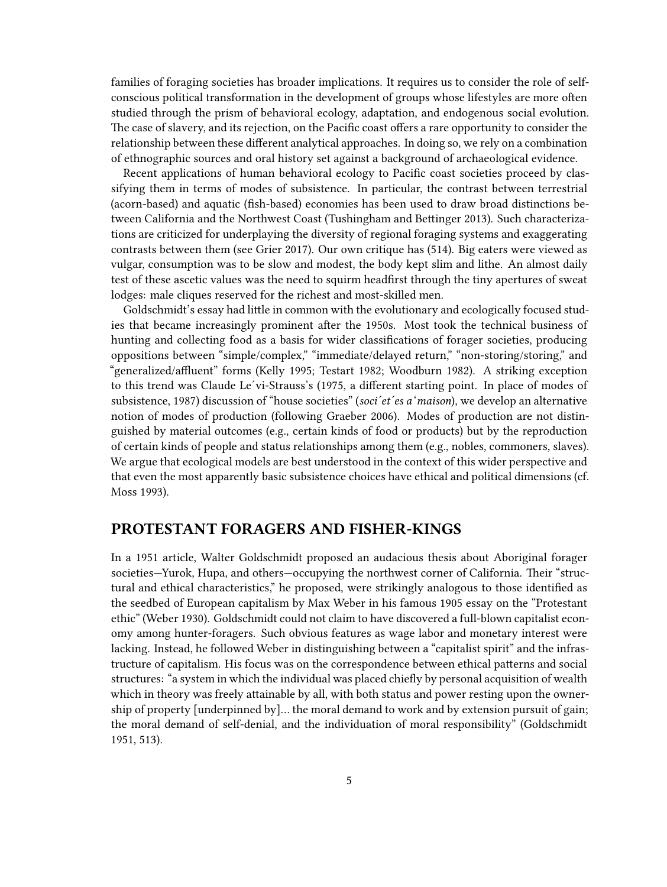families of foraging societies has broader implications. It requires us to consider the role of self-conscious political transformation in the development of groups whose lifestyles are more often studied through the prism of behavioral ecology, adaptation, and endogenous social evolution. The case of slavery, and its rejection, on the Pacific coast offers a rare opportunity to consider the relationship between these different analytical approaches. In doing so, we rely on a combination of ethnographic sources and oral history set against a background of archaeological evidence.

Recent applications of human behavioral ecology to Pacific coast societies proceed by classifying them in terms of modes of subsistence. In particular, the contrast between terrestrial (acorn-based) and aquatic (fish-based) economies has been used to draw broad distinctions between California and the Northwest Coast (Tushingham and Bettinger 2013). Such characterizations are criticized for underplaying the diversity of regional foraging systems and exaggerating contrasts between them (see Grier 2017). Our own critique has (514). Big eaters were viewed as vulgar, consumption was to be slow and modest, the body kept slim and lithe. An almost daily test of these ascetic values was the need to squirm headfirst through the tiny apertures of sweat lodges: male cliques reserved for the richest and most-skilled men.

Goldschmidt's essay had little in common with the evolutionary and ecologically focused studies that became increasingly prominent after the 1950s. Most took the technical business of hunting and collecting food as a basis for wider classifications of forager societies, producing oppositions between "simple/complex," "immediate/delayed return," "non-storing/storing," and "generalized/affluent" forms (Kelly 1995; Testart 1982; Woodburn 1982). A striking exception to this trend was Claude Le´vi-Strauss's (1975, a different starting point. In place of modes of subsistence, 1987) discussion of "house societies" (*soci´et´es a'maison*), we develop an alternative notion of modes of production (following Graeber 2006). Modes of production are not distinguished by material outcomes (e.g., certain kinds of food or products) but by the reproduction of certain kinds of people and status relationships among them (e.g., nobles, commoners, slaves). We argue that ecological models are best understood in the context of this wider perspective and that even the most apparently basic subsistence choices have ethical and political dimensions (cf. Moss 1993).

## PROTESTANT FORAGERS AND FISHER-KINGS

In a 1951 article, Walter Goldschmidt proposed an audacious thesis about Aboriginal forager societies—Yurok, Hupa, and others—occupying the northwest corner of California. Their "structural and ethical characteristics," he proposed, were strikingly analogous to those identified as the seedbed of European capitalism by Max Weber in his famous 1905 essay on the "Protestant ethic" (Weber 1930). Goldschmidt could not claim to have discovered a full-blown capitalist economy among hunter-foragers. Such obvious features as wage labor and monetary interest were lacking. Instead, he followed Weber in distinguishing between a "capitalist spirit" and the infrastructure of capitalism. His focus was on the correspondence between ethical patterns and social structures: "a system in which the individual was placed chiefly by personal acquisition of wealth which in theory was freely attainable by all, with both status and power resting upon the ownership of property [underpinned by]... the moral demand to work and by extension pursuit of gain; the moral demand of self-denial, and the individuation of moral responsibility" (Goldschmidt 1951, 513).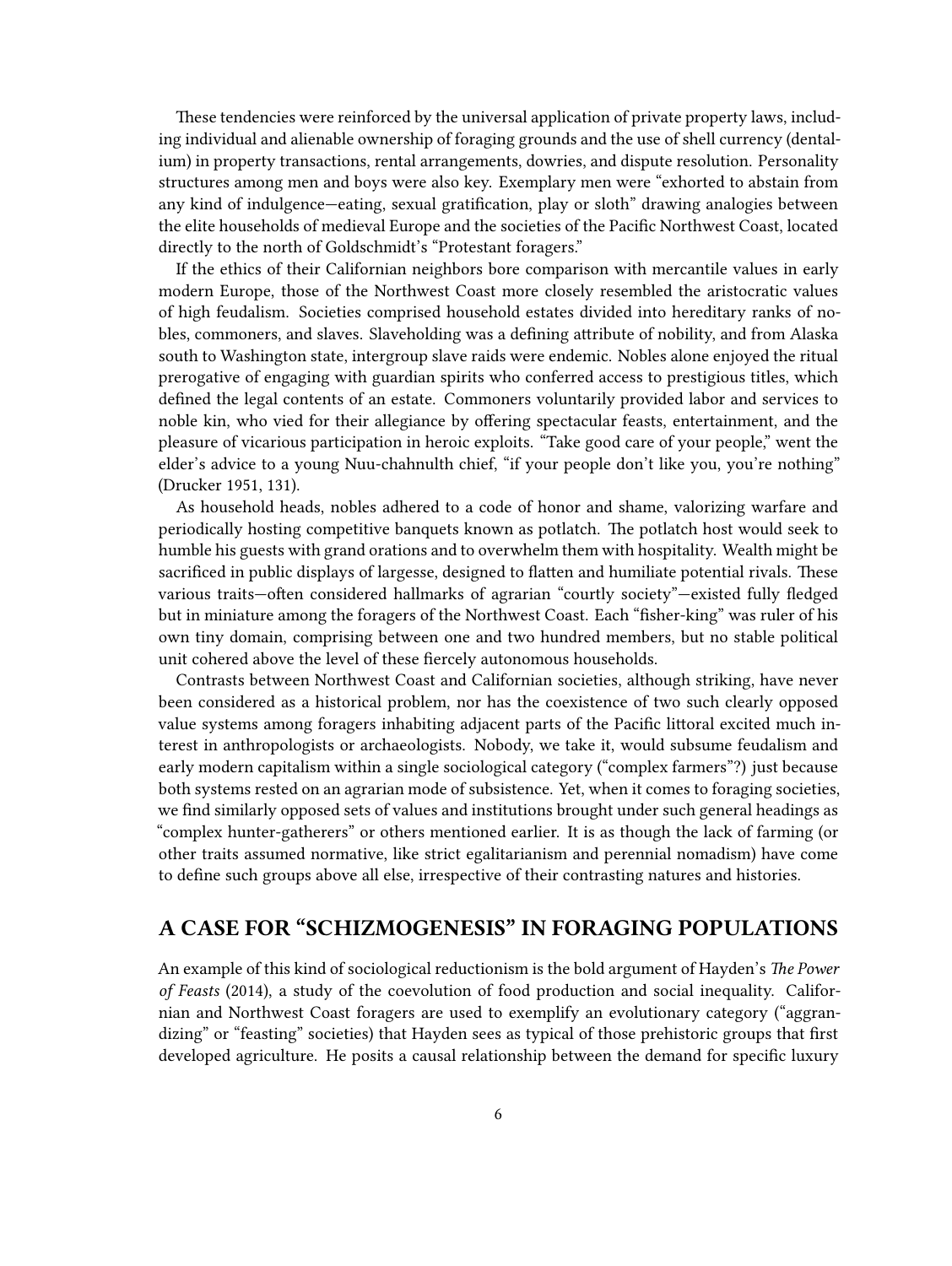These tendencies were reinforced by the universal application of private property laws, including individual and alienable ownership of foraging grounds and the use of shell currency (dentalium) in property transactions, rental arrangements, dowries, and dispute resolution. Personality structures among men and boys were also key. Exemplary men were "exhorted to abstain from any kind of indulgence—eating, sexual gratification, play or sloth" drawing analogies between the elite households of medieval Europe and the societies of the Pacific Northwest Coast, located directly to the north of Goldschmidt's "Protestant foragers."

If the ethics of their Californian neighbors bore comparison with mercantile values in early modern Europe, those of the Northwest Coast more closely resembled the aristocratic values of high feudalism. Societies comprised household estates divided into hereditary ranks of nobles, commoners, and slaves. Slaveholding was a defining attribute of nobility, and from Alaska south to Washington state, intergroup slave raids were endemic. Nobles alone enjoyed the ritual prerogative of engaging with guardian spirits who conferred access to prestigious titles, which defined the legal contents of an estate. Commoners voluntarily provided labor and services to noble kin, who vied for their allegiance by offering spectacular feasts, entertainment, and the pleasure of vicarious participation in heroic exploits. "Take good care of your people," went the elder's advice to a young Nuu-chahnulth chief, "if your people don't like you, you're nothing" (Drucker 1951, 131).

As household heads, nobles adhered to a code of honor and shame, valorizing warfare and periodically hosting competitive banquets known as potlatch. The potlatch host would seek to humble his guests with grand orations and to overwhelm them with hospitality. Wealth might be sacrificed in public displays of largesse, designed to flatten and humiliate potential rivals. These various traits—often considered hallmarks of agrarian "courtly society"—existed fully fledged but in miniature among the foragers of the Northwest Coast. Each "fisher-king" was ruler of his own tiny domain, comprising between one and two hundred members, but no stable political unit cohered above the level of these fiercely autonomous households.

Contrasts between Northwest Coast and Californian societies, although striking, have never been considered as a historical problem, nor has the coexistence of two such clearly opposed value systems among foragers inhabiting adjacent parts of the Pacific littoral excited much interest in anthropologists or archaeologists. Nobody, we take it, would subsume feudalism and early modern capitalism within a single sociological category ("complex farmers"?) just because both systems rested on an agrarian mode of subsistence. Yet, when it comes to foraging societies, we find similarly opposed sets of values and institutions brought under such general headings as "complex hunter-gatherers" or others mentioned earlier. It is as though the lack of farming (or other traits assumed normative, like strict egalitarianism and perennial nomadism) have come to define such groups above all else, irrespective of their contrasting natures and histories.

## A CASE FOR "SCHIZMOGENESIS" IN FORAGING POPULATIONS

An example of this kind of sociological reductionism is the bold argument of Hayden's *The Power of Feasts* (2014), a study of the coevolution of food production and social inequality. Californian and Northwest Coast foragers are used to exemplify an evolutionary category ("aggrandizing" or "feasting" societies) that Hayden sees as typical of those prehistoric groups that first developed agriculture. He posits a causal relationship between the demand for specific luxury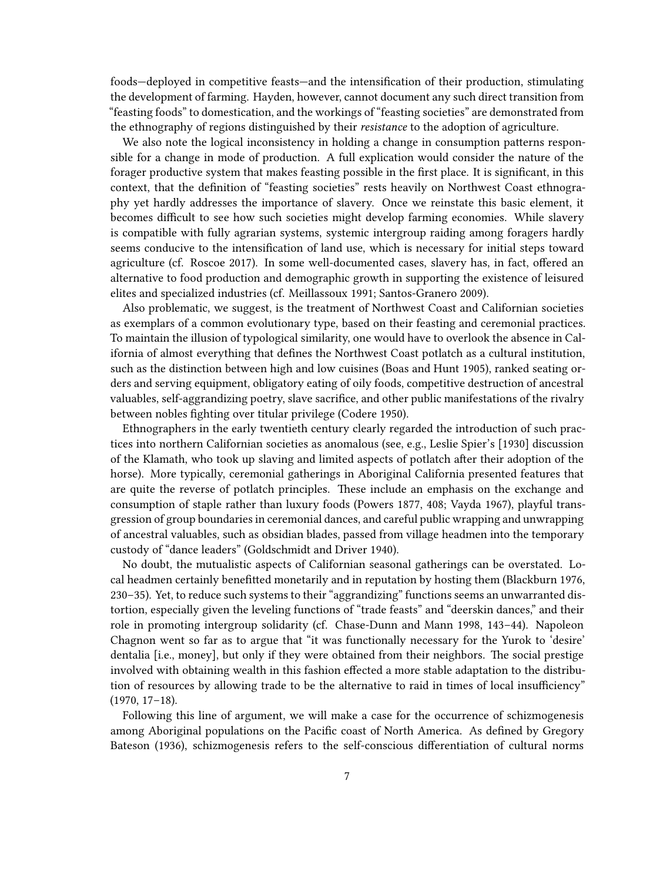foods—deployed in competitive feasts—and the intensification of their production, stimulating the development of farming. Hayden, however, cannot document any such direct transition from "feasting foods" to domestication, and the workings of "feasting societies" are demonstrated from the ethnography of regions distinguished by their *resistance* to the adoption of agriculture.

We also note the logical inconsistency in holding a change in consumption patterns responsible for a change in mode of production. A full explication would consider the nature of the forager productive system that makes feasting possible in the first place. It is significant, in this context, that the definition of "feasting societies" rests heavily on Northwest Coast ethnography yet hardly addresses the importance of slavery. Once we reinstate this basic element, it becomes difficult to see how such societies might develop farming economies. While slavery is compatible with fully agrarian systems, systemic intergroup raiding among foragers hardly seems conducive to the intensification of land use, which is necessary for initial steps toward agriculture (cf. Roscoe 2017). In some well-documented cases, slavery has, in fact, offered an alternative to food production and demographic growth in supporting the existence of leisured elites and specialized industries (cf. Meillassoux 1991; Santos-Granero 2009).

Also problematic, we suggest, is the treatment of Northwest Coast and Californian societies as exemplars of a common evolutionary type, based on their feasting and ceremonial practices. To maintain the illusion of typological similarity, one would have to overlook the absence in California of almost everything that defines the Northwest Coast potlatch as a cultural institution, such as the distinction between high and low cuisines (Boas and Hunt 1905), ranked seating orders and serving equipment, obligatory eating of oily foods, competitive destruction of ancestral valuables, self-aggrandizing poetry, slave sacrifice, and other public manifestations of the rivalry between nobles fighting over titular privilege (Codere 1950).

Ethnographers in the early twentieth century clearly regarded the introduction of such practices into northern Californian societies as anomalous (see, e.g., Leslie Spier's [1930] discussion of the Klamath, who took up slaving and limited aspects of potlatch after their adoption of the horse). More typically, ceremonial gatherings in Aboriginal California presented features that are quite the reverse of potlatch principles. These include an emphasis on the exchange and consumption of staple rather than luxury foods (Powers 1877, 408; Vayda 1967), playful transgression of group boundaries in ceremonial dances, and careful public wrapping and unwrapping of ancestral valuables, such as obsidian blades, passed from village headmen into the temporary custody of "dance leaders" (Goldschmidt and Driver 1940).

No doubt, the mutualistic aspects of Californian seasonal gatherings can be overstated. Local headmen certainly benefitted monetarily and in reputation by hosting them (Blackburn 1976, 230–35). Yet, to reduce such systems to their "aggrandizing" functions seems an unwarranted distortion, especially given the leveling functions of "trade feasts" and "deerskin dances," and their role in promoting intergroup solidarity (cf. Chase-Dunn and Mann 1998, 143–44). Napoleon Chagnon went so far as to argue that "it was functionally necessary for the Yurok to 'desire' dentalia [i.e., money], but only if they were obtained from their neighbors. The social prestige involved with obtaining wealth in this fashion effected a more stable adaptation to the distribution of resources by allowing trade to be the alternative to raid in times of local insufficiency" (1970, 17–18).

Following this line of argument, we will make a case for the occurrence of schizmogenesis among Aboriginal populations on the Pacific coast of North America. As defined by Gregory Bateson (1936), schizmogenesis refers to the self-conscious differentiation of cultural norms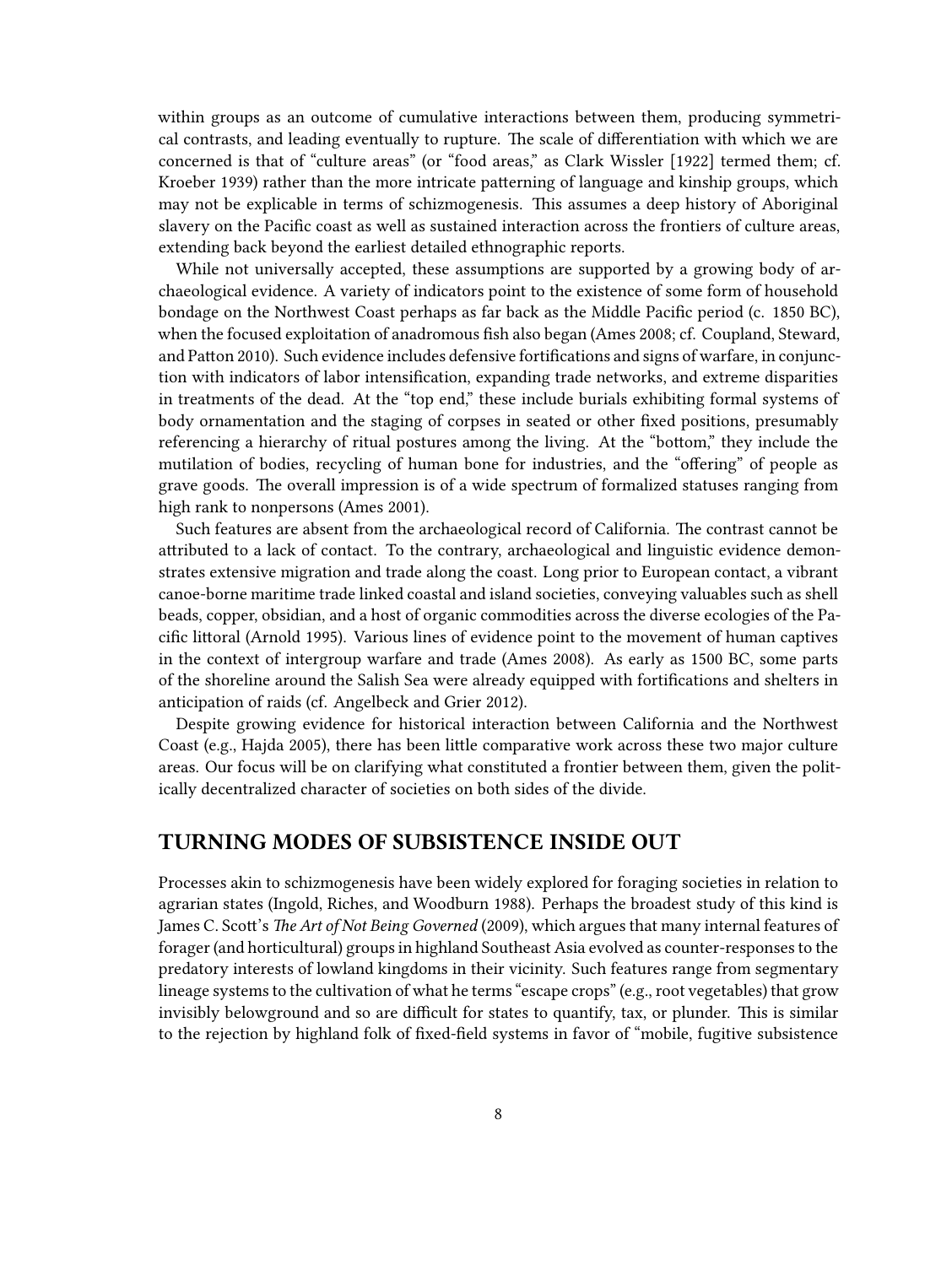within groups as an outcome of cumulative interactions between them, producing symmetrical contrasts, and leading eventually to rupture. The scale of differentiation with which we are concerned is that of "culture areas" (or "food areas," as Clark Wissler [1922] termed them; cf. Kroeber 1939) rather than the more intricate patterning of language and kinship groups, which may not be explicable in terms of schizmogenesis. This assumes a deep history of Aboriginal slavery on the Pacific coast as well as sustained interaction across the frontiers of culture areas, extending back beyond the earliest detailed ethnographic reports.

While not universally accepted, these assumptions are supported by a growing body of archaeological evidence. A variety of indicators point to the existence of some form of household bondage on the Northwest Coast perhaps as far back as the Middle Pacific period (c. 1850 BC), when the focused exploitation of anadromous fish also began (Ames 2008; cf. Coupland, Steward, and Patton 2010). Such evidence includes defensive fortifications and signs of warfare, in conjunction with indicators of labor intensification, expanding trade networks, and extreme disparities in treatments of the dead. At the "top end," these include burials exhibiting formal systems of body ornamentation and the staging of corpses in seated or other fixed positions, presumably referencing a hierarchy of ritual postures among the living. At the "bottom," they include the mutilation of bodies, recycling of human bone for industries, and the "offering" of people as grave goods. The overall impression is of a wide spectrum of formalized statuses ranging from high rank to nonpersons (Ames 2001).

Such features are absent from the archaeological record of California. The contrast cannot be attributed to a lack of contact. To the contrary, archaeological and linguistic evidence demonstrates extensive migration and trade along the coast. Long prior to European contact, a vibrant canoe-borne maritime trade linked coastal and island societies, conveying valuables such as shell beads, copper, obsidian, and a host of organic commodities across the diverse ecologies of the Pacific littoral (Arnold 1995). Various lines of evidence point to the movement of human captives in the context of intergroup warfare and trade (Ames 2008). As early as 1500 BC, some parts of the shoreline around the Salish Sea were already equipped with fortifications and shelters in anticipation of raids (cf. Angelbeck and Grier 2012).

Despite growing evidence for historical interaction between California and the Northwest Coast (e.g., Hajda 2005), there has been little comparative work across these two major culture areas. Our focus will be on clarifying what constituted a frontier between them, given the politically decentralized character of societies on both sides of the divide.

## TURNING MODES OF SUBSISTENCE INSIDE OUT

Processes akin to schizmogenesis have been widely explored for foraging societies in relation to agrarian states (Ingold, Riches, and Woodburn 1988). Perhaps the broadest study of this kind is James C. Scott's *The Art of Not Being Governed* (2009), which argues that many internal features of forager (and horticultural) groups in highland Southeast Asia evolved as counter-responses to the predatory interests of lowland kingdoms in their vicinity. Such features range from segmentary lineage systems to the cultivation of what he terms "escape crops" (e.g., root vegetables) that grow invisibly belowground and so are difficult for states to quantify, tax, or plunder. This is similar to the rejection by highland folk of fixed-field systems in favor of "mobile, fugitive subsistence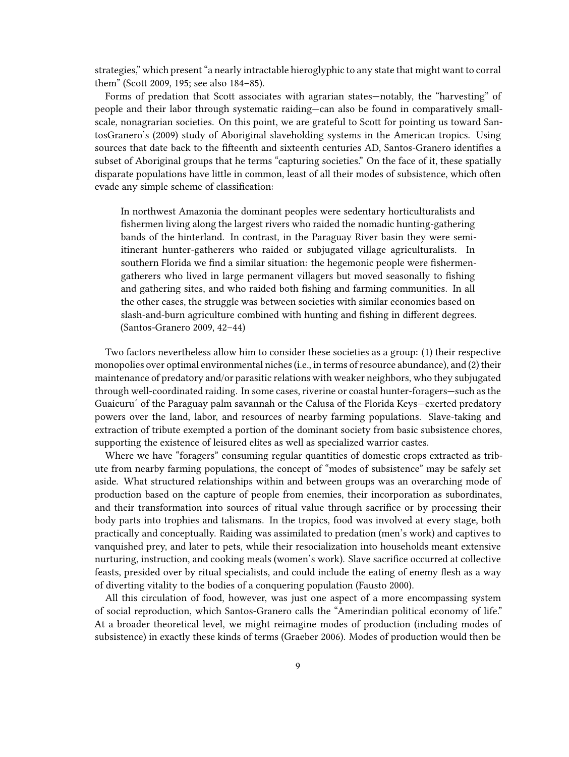strategies," which present "a nearly intractable hieroglyphic to any state that might want to corral them" (Scott 2009, 195; see also 184–85).

Forms of predation that Scott associates with agrarian states—notably, the "harvesting" of people and their labor through systematic raiding—can also be found in comparatively small-scale, nonagrarian societies. On this point, we are grateful to Scott for pointing us toward SantosGranero's (2009) study of Aboriginal slaveholding systems in the American tropics. Using sources that date back to the fifteenth and sixteenth centuries AD, Santos-Granero identifies a subset of Aboriginal groups that he terms "capturing societies." On the face of it, these spatially disparate populations have little in common, least of all their modes of subsistence, which often evade any simple scheme of classification:

> In northwest Amazonia the dominant peoples were sedentary horticulturalists and fishermen living along the largest rivers who raided the nomadic hunting-gathering bands of the hinterland. In contrast, in the Paraguay River basin they were semi-itinerant hunter-gatherers who raided or subjugated village agriculturalists. In southern Florida we find a similar situation: the hegemonic people were fishermen-gatherers who lived in large permanent villagers but moved seasonally to fishing and gathering sites, and who raided both fishing and farming communities. In all the other cases, the struggle was between societies with similar economies based on slash-and-burn agriculture combined with hunting and fishing in different degrees. (Santos-Granero 2009, 42–44)

Two factors nevertheless allow him to consider these societies as a group: (1) their respective monopolies over optimal environmental niches (i.e., in terms of resource abundance), and (2) their maintenance of predatory and/or parasitic relations with weaker neighbors, who they subjugated through well-coordinated raiding. In some cases, riverine or coastal hunter-foragers—such as the Guaicuru´ of the Paraguay palm savannah or the Calusa of the Florida Keys—exerted predatory powers over the land, labor, and resources of nearby farming populations. Slave-taking and extraction of tribute exempted a portion of the dominant society from basic subsistence chores, supporting the existence of leisured elites as well as specialized warrior castes.

Where we have "foragers" consuming regular quantities of domestic crops extracted as tribute from nearby farming populations, the concept of "modes of subsistence" may be safely set aside. What structured relationships within and between groups was an overarching mode of production based on the capture of people from enemies, their incorporation as subordinates, and their transformation into sources of ritual value through sacrifice or by processing their body parts into trophies and talismans. In the tropics, food was involved at every stage, both practically and conceptually. Raiding was assimilated to predation (men's work) and captives to vanquished prey, and later to pets, while their resocialization into households meant extensive nurturing, instruction, and cooking meals (women's work). Slave sacrifice occurred at collective feasts, presided over by ritual specialists, and could include the eating of enemy flesh as a way of diverting vitality to the bodies of a conquering population (Fausto 2000).

All this circulation of food, however, was just one aspect of a more encompassing system of social reproduction, which Santos-Granero calls the "Amerindian political economy of life." At a broader theoretical level, we might reimagine modes of production (including modes of subsistence) in exactly these kinds of terms (Graeber 2006). Modes of production would then be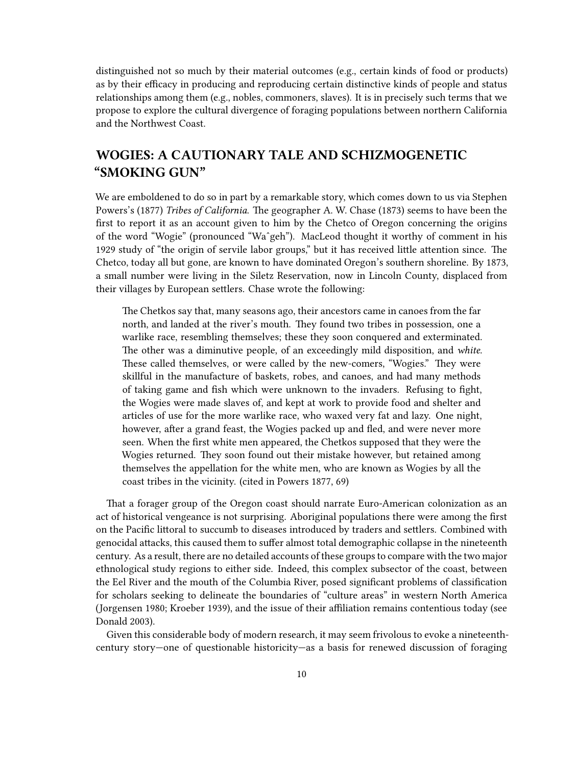distinguished not so much by their material outcomes (e.g., certain kinds of food or products) as by their efficacy in producing and reproducing certain distinctive kinds of people and status relationships among them (e.g., nobles, commoners, slaves). It is in precisely such terms that we propose to explore the cultural divergence of foraging populations between northern California and the Northwest Coast.

## WOGIES: A CAUTIONARY TALE AND SCHIZMOGENETIC "SMOKING GUN"

We are emboldened to do so in part by a remarkable story, which comes down to us via Stephen Powers's (1877) *Tribes of California*. The geographer A. W. Chase (1873) seems to have been the first to report it as an account given to him by the Chetco of Oregon concerning the origins of the word "Wogie" (pronounced "Waˆgeh"). MacLeod thought it worthy of comment in his 1929 study of "the origin of servile labor groups," but it has received little attention since. The Chetco, today all but gone, are known to have dominated Oregon's southern shoreline. By 1873, a small number were living in the Siletz Reservation, now in Lincoln County, displaced from their villages by European settlers. Chase wrote the following:

> The Chetkos say that, many seasons ago, their ancestors came in canoes from the far north, and landed at the river's mouth. They found two tribes in possession, one a warlike race, resembling themselves; these they soon conquered and exterminated. The other was a diminutive people, of an exceedingly mild disposition, and *white*. These called themselves, or were called by the new-comers, "Wogies." They were skillful in the manufacture of baskets, robes, and canoes, and had many methods of taking game and fish which were unknown to the invaders. Refusing to fight, the Wogies were made slaves of, and kept at work to provide food and shelter and articles of use for the more warlike race, who waxed very fat and lazy. One night, however, after a grand feast, the Wogies packed up and fled, and were never more seen. When the first white men appeared, the Chetkos supposed that they were the Wogies returned. They soon found out their mistake however, but retained among themselves the appellation for the white men, who are known as Wogies by all the coast tribes in the vicinity. (cited in Powers 1877, 69)

That a forager group of the Oregon coast should narrate Euro-American colonization as an act of historical vengeance is not surprising. Aboriginal populations there were among the first on the Pacific littoral to succumb to diseases introduced by traders and settlers. Combined with genocidal attacks, this caused them to suffer almost total demographic collapse in the nineteenth century. As a result, there are no detailed accounts of these groups to compare with the two major ethnological study regions to either side. Indeed, this complex subsector of the coast, between the Eel River and the mouth of the Columbia River, posed significant problems of classification for scholars seeking to delineate the boundaries of "culture areas" in western North America (Jorgensen 1980; Kroeber 1939), and the issue of their affiliation remains contentious today (see Donald 2003).

Given this considerable body of modern research, it may seem frivolous to evoke a nineteenth-century story—one of questionable historicity—as a basis for renewed discussion of foraging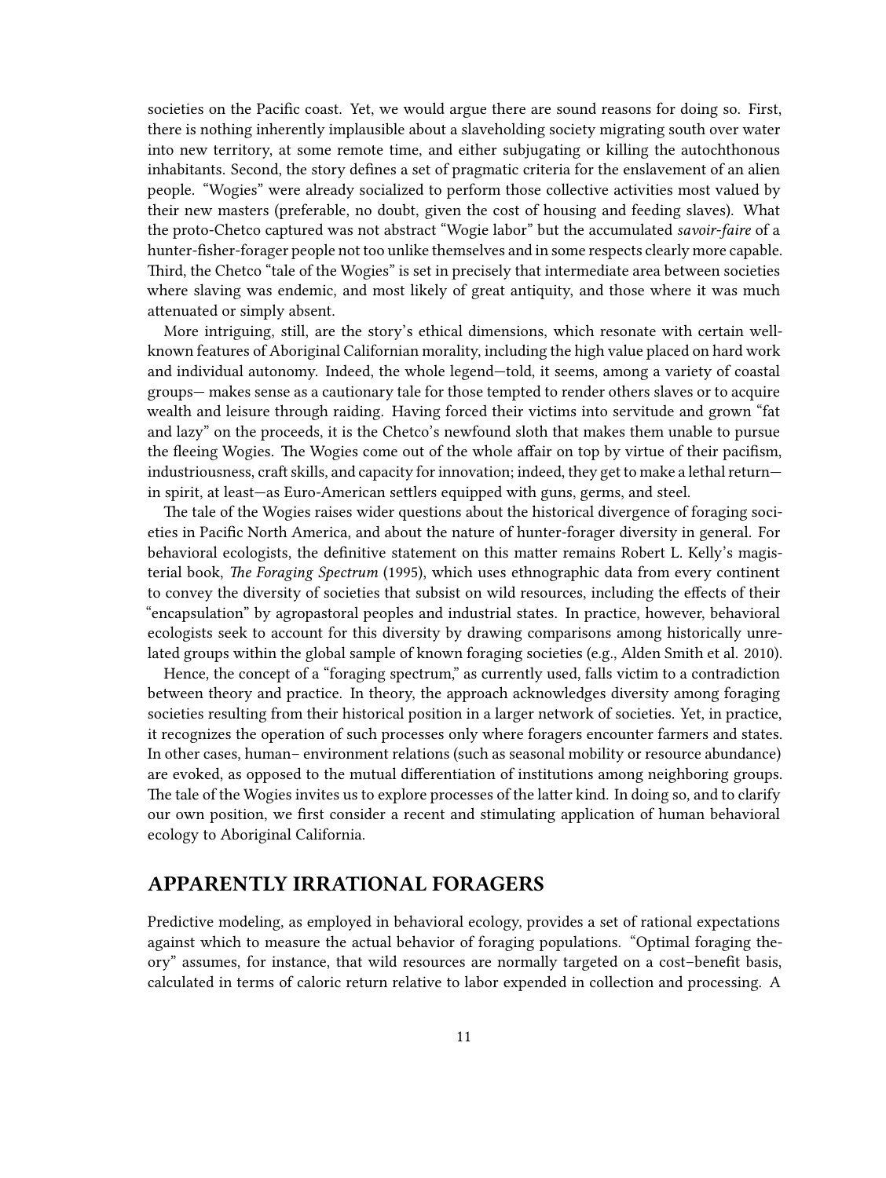societies on the Pacific coast. Yet, we would argue there are sound reasons for doing so. First, there is nothing inherently implausible about a slaveholding society migrating south over water into new territory, at some remote time, and either subjugating or killing the autochthonous inhabitants. Second, the story defines a set of pragmatic criteria for the enslavement of an alien people. "Wogies" were already socialized to perform those collective activities most valued by their new masters (preferable, no doubt, given the cost of housing and feeding slaves). What the proto-Chetco captured was not abstract "Wogie labor" but the accumulated *savoir-faire* of a hunter-fisher-forager people not too unlike themselves and in some respects clearly more capable. Third, the Chetco "tale of the Wogies" is set in precisely that intermediate area between societies where slaving was endemic, and most likely of great antiquity, and those where it was much attenuated or simply absent.

More intriguing, still, are the story's ethical dimensions, which resonate with certain well-known features of Aboriginal Californian morality, including the high value placed on hard work and individual autonomy. Indeed, the whole legend—told, it seems, among a variety of coastal groups— makes sense as a cautionary tale for those tempted to render others slaves or to acquire wealth and leisure through raiding. Having forced their victims into servitude and grown "fat and lazy" on the proceeds, it is the Chetco's newfound sloth that makes them unable to pursue the fleeing Wogies. The Wogies come out of the whole affair on top by virtue of their pacifism, industriousness, craft skills, and capacity for innovation; indeed, they get to make a lethal return—in spirit, at least—as Euro-American settlers equipped with guns, germs, and steel.

The tale of the Wogies raises wider questions about the historical divergence of foraging societies in Pacific North America, and about the nature of hunter-forager diversity in general. For behavioral ecologists, the definitive statement on this matter remains Robert L. Kelly's magisterial book, *The Foraging Spectrum* (1995), which uses ethnographic data from every continent to convey the diversity of societies that subsist on wild resources, including the effects of their "encapsulation" by agropastoral peoples and industrial states. In practice, however, behavioral ecologists seek to account for this diversity by drawing comparisons among historically unrelated groups within the global sample of known foraging societies (e.g., Alden Smith et al. 2010).

Hence, the concept of a "foraging spectrum," as currently used, falls victim to a contradiction between theory and practice. In theory, the approach acknowledges diversity among foraging societies resulting from their historical position in a larger network of societies. Yet, in practice, it recognizes the operation of such processes only where foragers encounter farmers and states. In other cases, human– environment relations (such as seasonal mobility or resource abundance) are evoked, as opposed to the mutual differentiation of institutions among neighboring groups. The tale of the Wogies invites us to explore processes of the latter kind. In doing so, and to clarify our own position, we first consider a recent and stimulating application of human behavioral ecology to Aboriginal California.

## APPARENTLY IRRATIONAL FORAGERS

Predictive modeling, as employed in behavioral ecology, provides a set of rational expectations against which to measure the actual behavior of foraging populations. "Optimal foraging theory" assumes, for instance, that wild resources are normally targeted on a cost–benefit basis, calculated in terms of caloric return relative to labor expended in collection and processing. A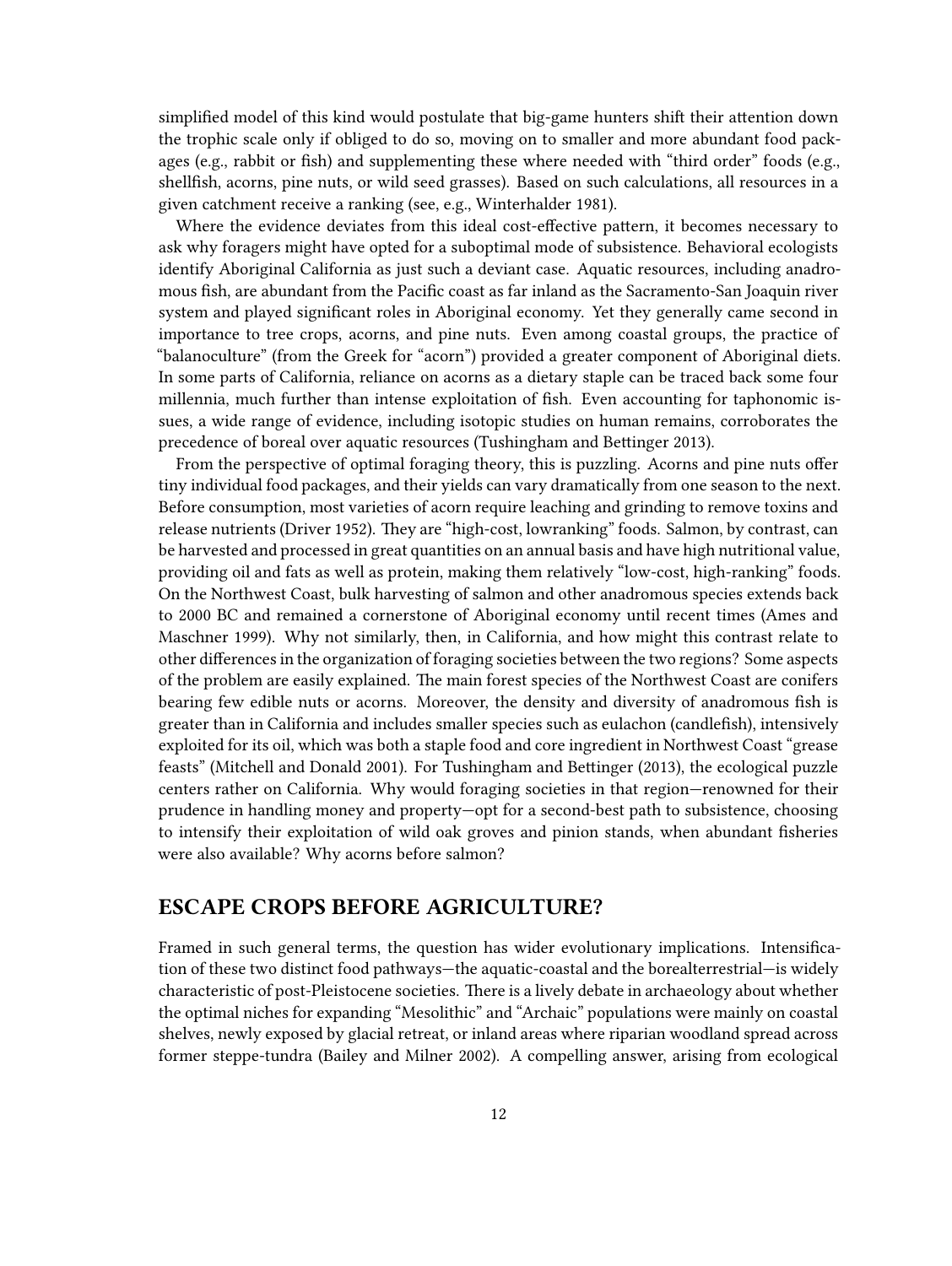simplified model of this kind would postulate that big-game hunters shift their attention down the trophic scale only if obliged to do so, moving on to smaller and more abundant food packages (e.g., rabbit or fish) and supplementing these where needed with "third order" foods (e.g., shellfish, acorns, pine nuts, or wild seed grasses). Based on such calculations, all resources in a given catchment receive a ranking (see, e.g., Winterhalder 1981).

Where the evidence deviates from this ideal cost-effective pattern, it becomes necessary to ask why foragers might have opted for a suboptimal mode of subsistence. Behavioral ecologists identify Aboriginal California as just such a deviant case. Aquatic resources, including anadromous fish, are abundant from the Pacific coast as far inland as the Sacramento-San Joaquin river system and played significant roles in Aboriginal economy. Yet they generally came second in importance to tree crops, acorns, and pine nuts. Even among coastal groups, the practice of "balanoculture" (from the Greek for "acorn") provided a greater component of Aboriginal diets. In some parts of California, reliance on acorns as a dietary staple can be traced back some four millennia, much further than intense exploitation of fish. Even accounting for taphonomic issues, a wide range of evidence, including isotopic studies on human remains, corroborates the precedence of boreal over aquatic resources (Tushingham and Bettinger 2013).

From the perspective of optimal foraging theory, this is puzzling. Acorns and pine nuts offer tiny individual food packages, and their yields can vary dramatically from one season to the next. Before consumption, most varieties of acorn require leaching and grinding to remove toxins and release nutrients (Driver 1952). They are "high-cost, lowranking" foods. Salmon, by contrast, can be harvested and processed in great quantities on an annual basis and have high nutritional value, providing oil and fats as well as protein, making them relatively "low-cost, high-ranking" foods. On the Northwest Coast, bulk harvesting of salmon and other anadromous species extends back to 2000 BC and remained a cornerstone of Aboriginal economy until recent times (Ames and Maschner 1999). Why not similarly, then, in California, and how might this contrast relate to other differences in the organization of foraging societies between the two regions? Some aspects of the problem are easily explained. The main forest species of the Northwest Coast are conifers bearing few edible nuts or acorns. Moreover, the density and diversity of anadromous fish is greater than in California and includes smaller species such as eulachon (candlefish), intensively exploited for its oil, which was both a staple food and core ingredient in Northwest Coast "grease feasts" (Mitchell and Donald 2001). For Tushingham and Bettinger (2013), the ecological puzzle centers rather on California. Why would foraging societies in that region—renowned for their prudence in handling money and property—opt for a second-best path to subsistence, choosing to intensify their exploitation of wild oak groves and pinion stands, when abundant fisheries were also available? Why acorns before salmon?

## ESCAPE CROPS BEFORE AGRICULTURE?

Framed in such general terms, the question has wider evolutionary implications. Intensification of these two distinct food pathways—the aquatic-coastal and the borealterrestrial—is widely characteristic of post-Pleistocene societies. There is a lively debate in archaeology about whether the optimal niches for expanding "Mesolithic" and "Archaic" populations were mainly on coastal shelves, newly exposed by glacial retreat, or inland areas where riparian woodland spread across former steppe-tundra (Bailey and Milner 2002). A compelling answer, arising from ecological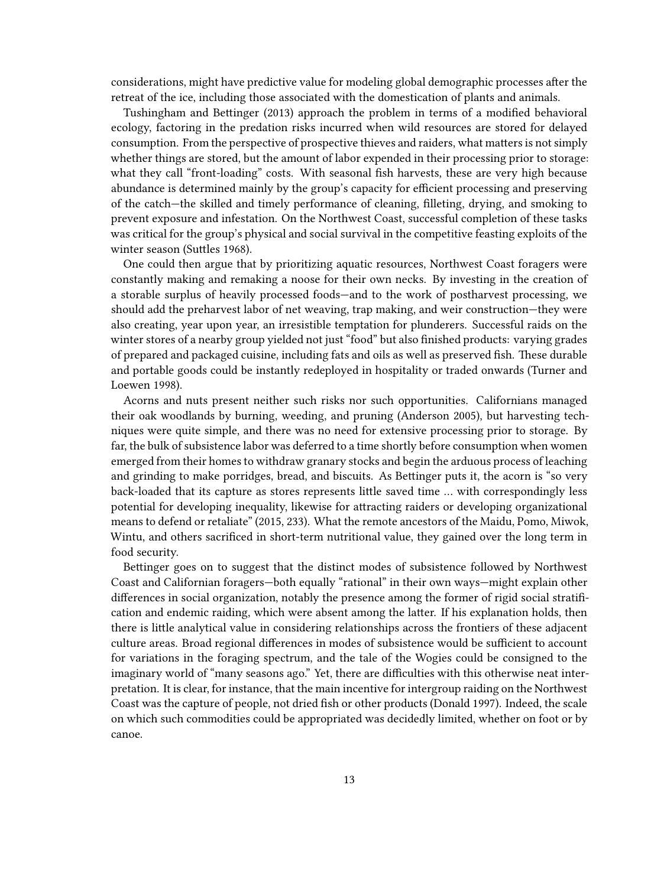considerations, might have predictive value for modeling global demographic processes after the retreat of the ice, including those associated with the domestication of plants and animals.

Tushingham and Bettinger (2013) approach the problem in terms of a modified behavioral ecology, factoring in the predation risks incurred when wild resources are stored for delayed consumption. From the perspective of prospective thieves and raiders, what matters is not simply whether things are stored, but the amount of labor expended in their processing prior to storage: what they call "front-loading" costs. With seasonal fish harvests, these are very high because abundance is determined mainly by the group's capacity for efficient processing and preserving of the catch—the skilled and timely performance of cleaning, filleting, drying, and smoking to prevent exposure and infestation. On the Northwest Coast, successful completion of these tasks was critical for the group's physical and social survival in the competitive feasting exploits of the winter season (Suttles 1968).

One could then argue that by prioritizing aquatic resources, Northwest Coast foragers were constantly making and remaking a noose for their own necks. By investing in the creation of a storable surplus of heavily processed foods—and to the work of postharvest processing, we should add the preharvest labor of net weaving, trap making, and weir construction—they were also creating, year upon year, an irresistible temptation for plunderers. Successful raids on the winter stores of a nearby group yielded not just "food" but also finished products: varying grades of prepared and packaged cuisine, including fats and oils as well as preserved fish. These durable and portable goods could be instantly redeployed in hospitality or traded onwards (Turner and Loewen 1998).

Acorns and nuts present neither such risks nor such opportunities. Californians managed their oak woodlands by burning, weeding, and pruning (Anderson 2005), but harvesting techniques were quite simple, and there was no need for extensive processing prior to storage. By far, the bulk of subsistence labor was deferred to a time shortly before consumption when women emerged from their homes to withdraw granary stocks and begin the arduous process of leaching and grinding to make porridges, bread, and biscuits. As Bettinger puts it, the acorn is "so very back-loaded that its capture as stores represents little saved time … with correspondingly less potential for developing inequality, likewise for attracting raiders or developing organizational means to defend or retaliate" (2015, 233). What the remote ancestors of the Maidu, Pomo, Miwok, Wintu, and others sacrificed in short-term nutritional value, they gained over the long term in food security.

Bettinger goes on to suggest that the distinct modes of subsistence followed by Northwest Coast and Californian foragers—both equally "rational" in their own ways—might explain other differences in social organization, notably the presence among the former of rigid social stratification and endemic raiding, which were absent among the latter. If his explanation holds, then there is little analytical value in considering relationships across the frontiers of these adjacent culture areas. Broad regional differences in modes of subsistence would be sufficient to account for variations in the foraging spectrum, and the tale of the Wogies could be consigned to the imaginary world of "many seasons ago." Yet, there are difficulties with this otherwise neat interpretation. It is clear, for instance, that the main incentive for intergroup raiding on the Northwest Coast was the capture of people, not dried fish or other products (Donald 1997). Indeed, the scale on which such commodities could be appropriated was decidedly limited, whether on foot or by canoe.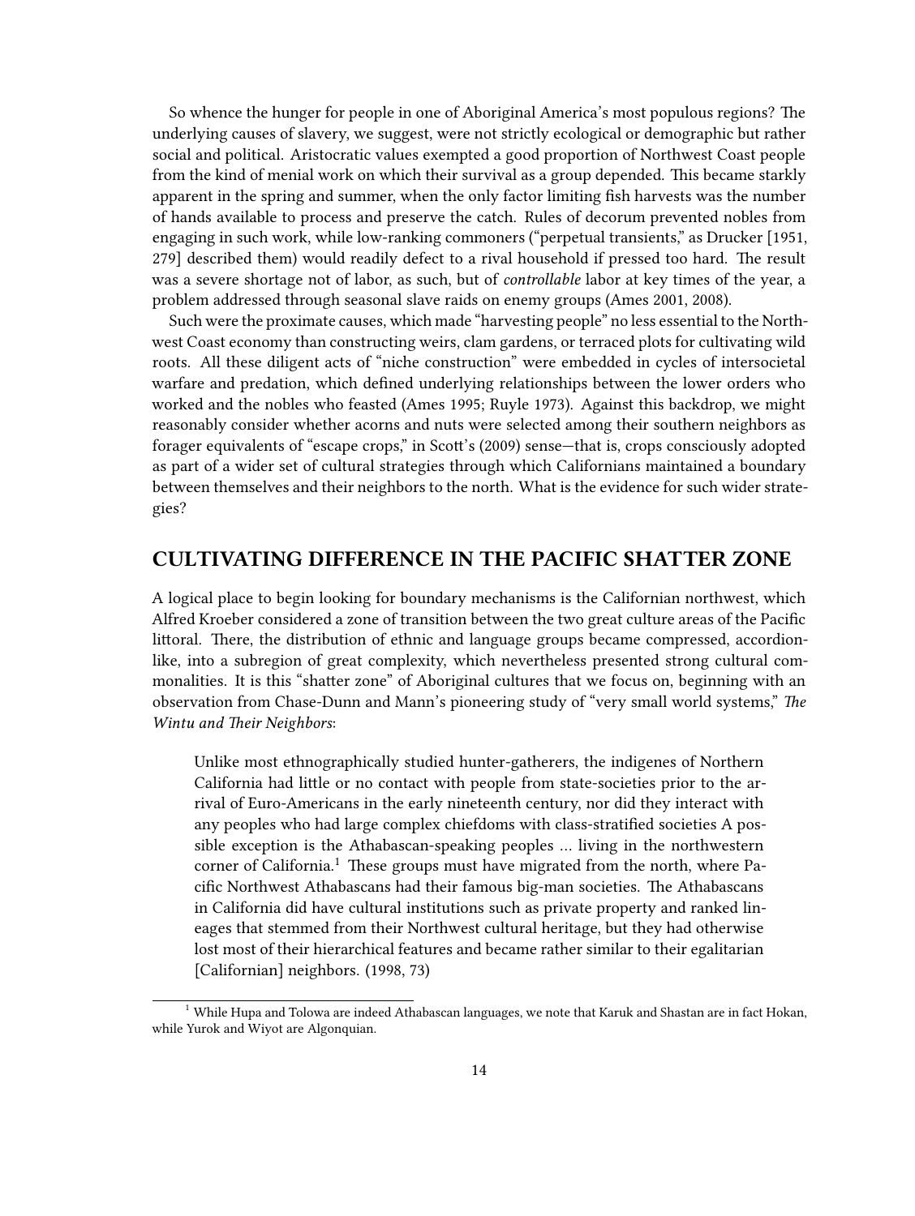So whence the hunger for people in one of Aboriginal America's most populous regions? The underlying causes of slavery, we suggest, were not strictly ecological or demographic but rather social and political. Aristocratic values exempted a good proportion of Northwest Coast people from the kind of menial work on which their survival as a group depended. This became starkly apparent in the spring and summer, when the only factor limiting fish harvests was the number of hands available to process and preserve the catch. Rules of decorum prevented nobles from engaging in such work, while low-ranking commoners ("perpetual transients," as Drucker [1951, 279] described them) would readily defect to a rival household if pressed too hard. The result was a severe shortage not of labor, as such, but of *controllable* labor at key times of the year, a problem addressed through seasonal slave raids on enemy groups (Ames 2001, 2008).

Such were the proximate causes, which made "harvesting people" no less essential to the Northwest Coast economy than constructing weirs, clam gardens, or terraced plots for cultivating wild roots. All these diligent acts of "niche construction" were embedded in cycles of intersocietal warfare and predation, which defined underlying relationships between the lower orders who worked and the nobles who feasted (Ames 1995; Ruyle 1973). Against this backdrop, we might reasonably consider whether acorns and nuts were selected among their southern neighbors as forager equivalents of "escape crops," in Scott's (2009) sense—that is, crops consciously adopted as part of a wider set of cultural strategies through which Californians maintained a boundary between themselves and their neighbors to the north. What is the evidence for such wider strategies?

## CULTIVATING DIFFERENCE IN THE PACIFIC SHATTER ZONE

A logical place to begin looking for boundary mechanisms is the Californian northwest, which Alfred Kroeber considered a zone of transition between the two great culture areas of the Pacific littoral. There, the distribution of ethnic and language groups became compressed, accordion-like, into a subregion of great complexity, which nevertheless presented strong cultural commonalities. It is this "shatter zone" of Aboriginal cultures that we focus on, beginning with an observation from Chase-Dunn and Mann's pioneering study of "very small world systems," *The Wintu and Their Neighbors*:

> Unlike most ethnographically studied hunter-gatherers, the indigenes of Northern California had little or no contact with people from state-societies prior to the arrival of Euro-Americans in the early nineteenth century, nor did they interact with any peoples who had large complex chiefdoms with class-stratified societies A possible exception is the Athabascan-speaking peoples … living in the northwestern corner of California.[1] These groups must have migrated from the north, where Pacific Northwest Athabascans had their famous big-man societies. The Athabascans in California did have cultural institutions such as private property and ranked lineages that stemmed from their Northwest cultural heritage, but they had otherwise lost most of their hierarchical features and became rather similar to their egalitarian [Californian] neighbors. (1998, 73)

[1] While Hupa and Tolowa are indeed Athabascan languages, we note that Karuk and Shastan are in fact Hokan, while Yurok and Wiyot are Algonquian.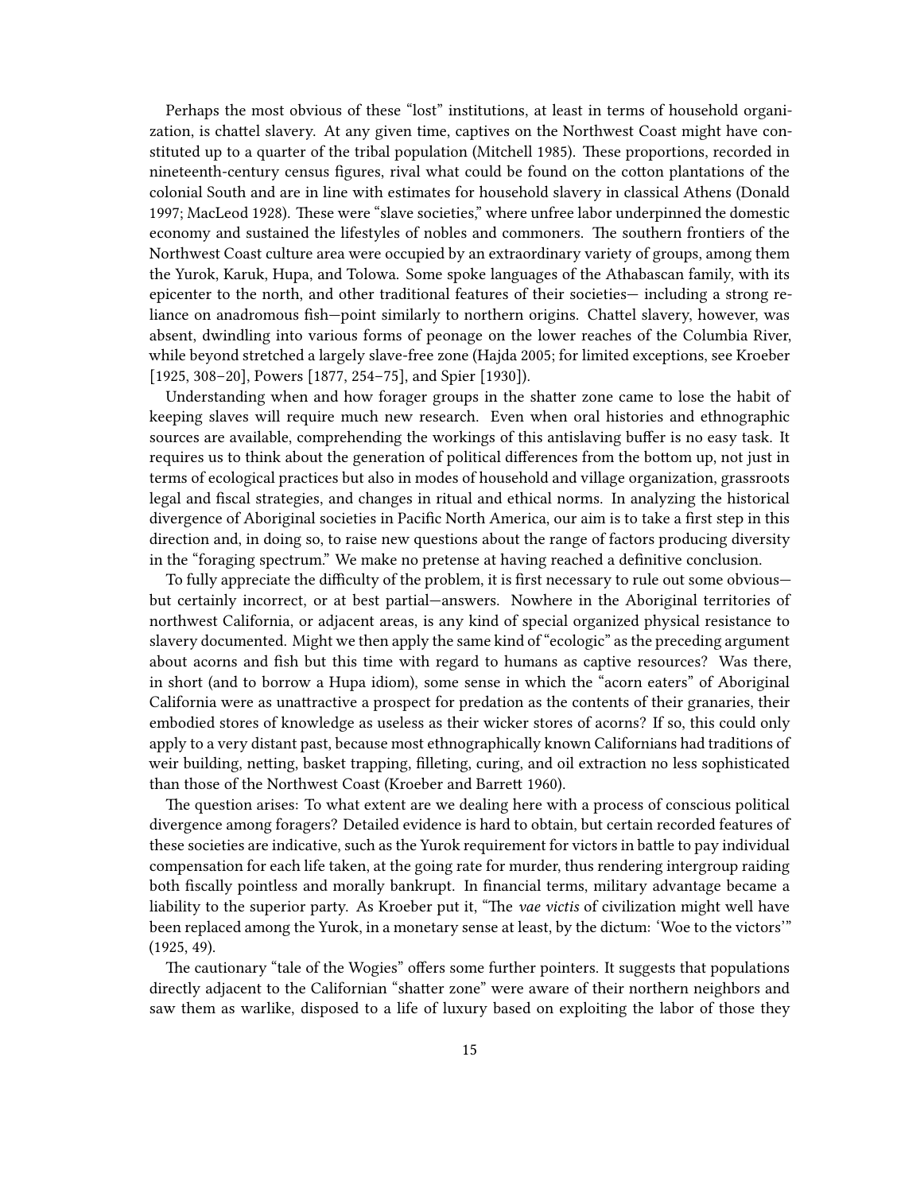Perhaps the most obvious of these "lost" institutions, at least in terms of household organization, is chattel slavery. At any given time, captives on the Northwest Coast might have constituted up to a quarter of the tribal population (Mitchell 1985). These proportions, recorded in nineteenth-century census figures, rival what could be found on the cotton plantations of the colonial South and are in line with estimates for household slavery in classical Athens (Donald 1997; MacLeod 1928). These were "slave societies," where unfree labor underpinned the domestic economy and sustained the lifestyles of nobles and commoners. The southern frontiers of the Northwest Coast culture area were occupied by an extraordinary variety of groups, among them the Yurok, Karuk, Hupa, and Tolowa. Some spoke languages of the Athabascan family, with its epicenter to the north, and other traditional features of their societies— including a strong reliance on anadromous fish—point similarly to northern origins. Chattel slavery, however, was absent, dwindling into various forms of peonage on the lower reaches of the Columbia River, while beyond stretched a largely slave-free zone (Hajda 2005; for limited exceptions, see Kroeber [1925, 308–20], Powers [1877, 254–75], and Spier [1930]).

Understanding when and how forager groups in the shatter zone came to lose the habit of keeping slaves will require much new research. Even when oral histories and ethnographic sources are available, comprehending the workings of this antislaving buffer is no easy task. It requires us to think about the generation of political differences from the bottom up, not just in terms of ecological practices but also in modes of household and village organization, grassroots legal and fiscal strategies, and changes in ritual and ethical norms. In analyzing the historical divergence of Aboriginal societies in Pacific North America, our aim is to take a first step in this direction and, in doing so, to raise new questions about the range of factors producing diversity in the "foraging spectrum." We make no pretense at having reached a definitive conclusion.

To fully appreciate the difficulty of the problem, it is first necessary to rule out some obvious—but certainly incorrect, or at best partial—answers. Nowhere in the Aboriginal territories of northwest California, or adjacent areas, is any kind of special organized physical resistance to slavery documented. Might we then apply the same kind of "ecologic" as the preceding argument about acorns and fish but this time with regard to humans as captive resources? Was there, in short (and to borrow a Hupa idiom), some sense in which the "acorn eaters" of Aboriginal California were as unattractive a prospect for predation as the contents of their granaries, their embodied stores of knowledge as useless as their wicker stores of acorns? If so, this could only apply to a very distant past, because most ethnographically known Californians had traditions of weir building, netting, basket trapping, filleting, curing, and oil extraction no less sophisticated than those of the Northwest Coast (Kroeber and Barrett 1960).

The question arises: To what extent are we dealing here with a process of conscious political divergence among foragers? Detailed evidence is hard to obtain, but certain recorded features of these societies are indicative, such as the Yurok requirement for victors in battle to pay individual compensation for each life taken, at the going rate for murder, thus rendering intergroup raiding both fiscally pointless and morally bankrupt. In financial terms, military advantage became a liability to the superior party. As Kroeber put it, "The *vae victis* of civilization might well have been replaced among the Yurok, in a monetary sense at least, by the dictum: 'Woe to the victors'" (1925, 49).

The cautionary "tale of the Wogies" offers some further pointers. It suggests that populations directly adjacent to the Californian "shatter zone" were aware of their northern neighbors and saw them as warlike, disposed to a life of luxury based on exploiting the labor of those they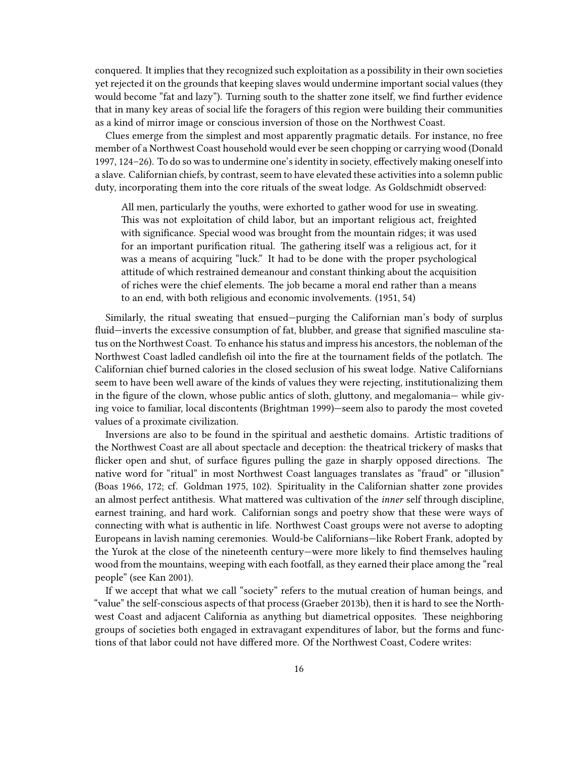conquered. It implies that they recognized such exploitation as a possibility in their own societies yet rejected it on the grounds that keeping slaves would undermine important social values (they would become "fat and lazy"). Turning south to the shatter zone itself, we find further evidence that in many key areas of social life the foragers of this region were building their communities as a kind of mirror image or conscious inversion of those on the Northwest Coast.

Clues emerge from the simplest and most apparently pragmatic details. For instance, no free member of a Northwest Coast household would ever be seen chopping or carrying wood (Donald 1997, 124–26). To do so was to undermine one's identity in society, effectively making oneself into a slave. Californian chiefs, by contrast, seem to have elevated these activities into a solemn public duty, incorporating them into the core rituals of the sweat lodge. As Goldschmidt observed:

> All men, particularly the youths, were exhorted to gather wood for use in sweating. This was not exploitation of child labor, but an important religious act, freighted with significance. Special wood was brought from the mountain ridges; it was used for an important purification ritual. The gathering itself was a religious act, for it was a means of acquiring "luck." It had to be done with the proper psychological attitude of which restrained demeanour and constant thinking about the acquisition of riches were the chief elements. The job became a moral end rather than a means to an end, with both religious and economic involvements. (1951, 54)

Similarly, the ritual sweating that ensued—purging the Californian man's body of surplus fluid—inverts the excessive consumption of fat, blubber, and grease that signified masculine status on the Northwest Coast. To enhance his status and impress his ancestors, the nobleman of the Northwest Coast ladled candlefish oil into the fire at the tournament fields of the potlatch. The Californian chief burned calories in the closed seclusion of his sweat lodge. Native Californians seem to have been well aware of the kinds of values they were rejecting, institutionalizing them in the figure of the clown, whose public antics of sloth, gluttony, and megalomania— while giving voice to familiar, local discontents (Brightman 1999)—seem also to parody the most coveted values of a proximate civilization.

Inversions are also to be found in the spiritual and aesthetic domains. Artistic traditions of the Northwest Coast are all about spectacle and deception: the theatrical trickery of masks that flicker open and shut, of surface figures pulling the gaze in sharply opposed directions. The native word for "ritual" in most Northwest Coast languages translates as "fraud" or "illusion" (Boas 1966, 172; cf. Goldman 1975, 102). Spirituality in the Californian shatter zone provides an almost perfect antithesis. What mattered was cultivation of the *inner* self through discipline, earnest training, and hard work. Californian songs and poetry show that these were ways of connecting with what is authentic in life. Northwest Coast groups were not averse to adopting Europeans in lavish naming ceremonies. Would-be Californians—like Robert Frank, adopted by the Yurok at the close of the nineteenth century—were more likely to find themselves hauling wood from the mountains, weeping with each footfall, as they earned their place among the "real people" (see Kan 2001).

If we accept that what we call "society" refers to the mutual creation of human beings, and "value" the self-conscious aspects of that process (Graeber 2013b), then it is hard to see the Northwest Coast and adjacent California as anything but diametrical opposites. These neighboring groups of societies both engaged in extravagant expenditures of labor, but the forms and functions of that labor could not have differed more. Of the Northwest Coast, Codere writes: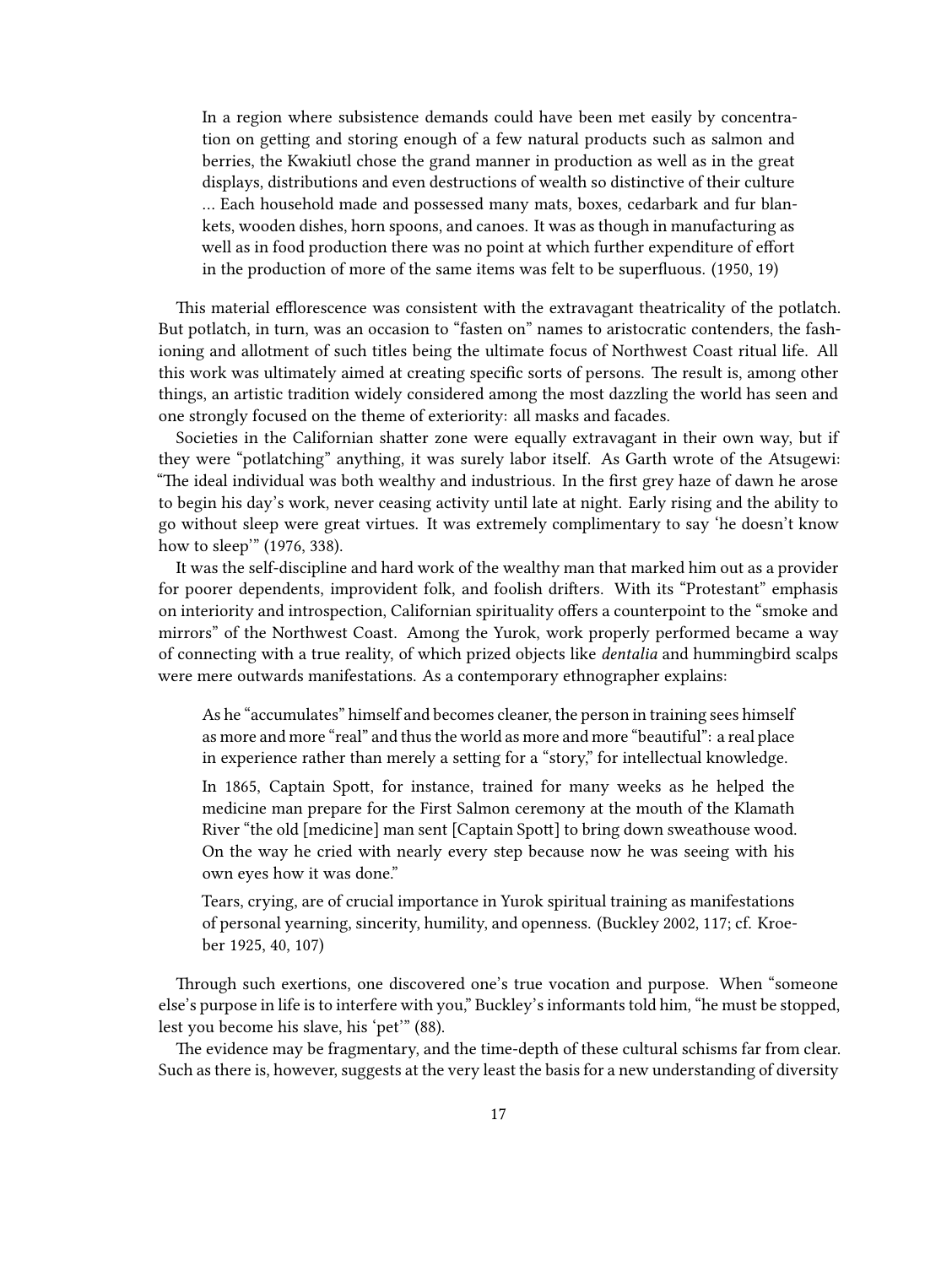> In a region where subsistence demands could have been met easily by concentration on getting and storing enough of a few natural products such as salmon and berries, the Kwakiutl chose the grand manner in production as well as in the great displays, distributions and even destructions of wealth so distinctive of their culture … Each household made and possessed many mats, boxes, cedarbark and fur blankets, wooden dishes, horn spoons, and canoes. It was as though in manufacturing as well as in food production there was no point at which further expenditure of effort in the production of more of the same items was felt to be superfluous. (1950, 19)

This material efflorescence was consistent with the extravagant theatricality of the potlatch. But potlatch, in turn, was an occasion to "fasten on" names to aristocratic contenders, the fashioning and allotment of such titles being the ultimate focus of Northwest Coast ritual life. All this work was ultimately aimed at creating specific sorts of persons. The result is, among other things, an artistic tradition widely considered among the most dazzling the world has seen and one strongly focused on the theme of exteriority: all masks and facades.

Societies in the Californian shatter zone were equally extravagant in their own way, but if they were "potlatching" anything, it was surely labor itself. As Garth wrote of the Atsugewi: "The ideal individual was both wealthy and industrious. In the first grey haze of dawn he arose to begin his day's work, never ceasing activity until late at night. Early rising and the ability to go without sleep were great virtues. It was extremely complimentary to say 'he doesn't know how to sleep'" (1976, 338).

It was the self-discipline and hard work of the wealthy man that marked him out as a provider for poorer dependents, improvident folk, and foolish drifters. With its "Protestant" emphasis on interiority and introspection, Californian spirituality offers a counterpoint to the "smoke and mirrors" of the Northwest Coast. Among the Yurok, work properly performed became a way of connecting with a true reality, of which prized objects like *dentalia* and hummingbird scalps were mere outwards manifestations. As a contemporary ethnographer explains:

> As he "accumulates" himself and becomes cleaner, the person in training sees himself as more and more "real" and thus the world as more and more "beautiful": a real place in experience rather than merely a setting for a "story," for intellectual knowledge.
>
> In 1865, Captain Spott, for instance, trained for many weeks as he helped the medicine man prepare for the First Salmon ceremony at the mouth of the Klamath River "the old [medicine] man sent [Captain Spott] to bring down sweathouse wood. On the way he cried with nearly every step because now he was seeing with his own eyes how it was done."
>
> Tears, crying, are of crucial importance in Yurok spiritual training as manifestations of personal yearning, sincerity, humility, and openness. (Buckley 2002, 117; cf. Kroeber 1925, 40, 107)

Through such exertions, one discovered one's true vocation and purpose. When "someone else's purpose in life is to interfere with you," Buckley's informants told him, "he must be stopped, lest you become his slave, his 'pet'" (88).

The evidence may be fragmentary, and the time-depth of these cultural schisms far from clear. Such as there is, however, suggests at the very least the basis for a new understanding of diversity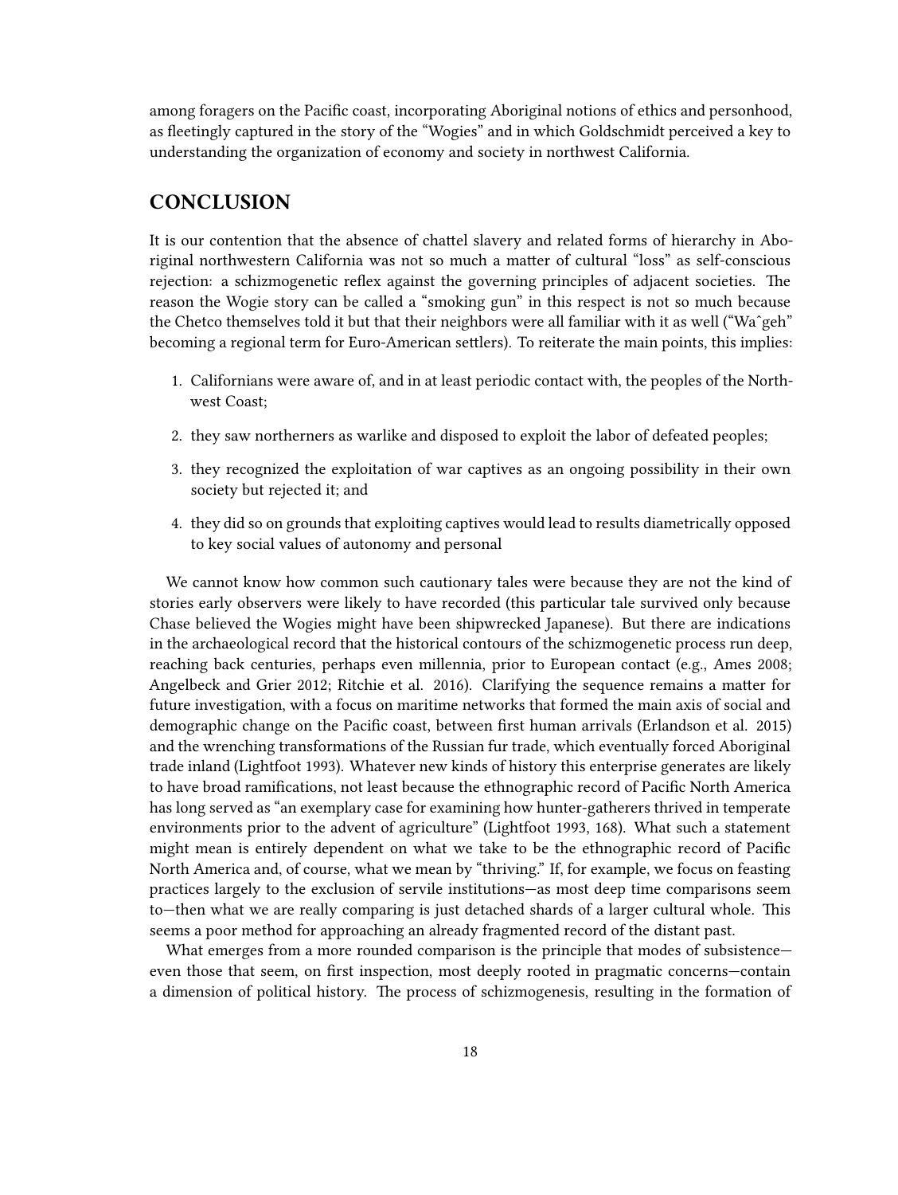among foragers on the Pacific coast, incorporating Aboriginal notions of ethics and personhood, as fleetingly captured in the story of the "Wogies" and in which Goldschmidt perceived a key to understanding the organization of economy and society in northwest California.

## CONCLUSION

It is our contention that the absence of chattel slavery and related forms of hierarchy in Aboriginal northwestern California was not so much a matter of cultural "loss" as self-conscious rejection: a schizmogenetic reflex against the governing principles of adjacent societies. The reason the Wogie story can be called a "smoking gun" in this respect is not so much because the Chetco themselves told it but that their neighbors were all familiar with it as well ("Waˆgeh" becoming a regional term for Euro-American settlers). To reiterate the main points, this implies:

1. Californians were aware of, and in at least periodic contact with, the peoples of the Northwest Coast;
2. they saw northerners as warlike and disposed to exploit the labor of defeated peoples;
3. they recognized the exploitation of war captives as an ongoing possibility in their own society but rejected it; and
4. they did so on grounds that exploiting captives would lead to results diametrically opposed to key social values of autonomy and personal

We cannot know how common such cautionary tales were because they are not the kind of stories early observers were likely to have recorded (this particular tale survived only because Chase believed the Wogies might have been shipwrecked Japanese). But there are indications in the archaeological record that the historical contours of the schizmogenetic process run deep, reaching back centuries, perhaps even millennia, prior to European contact (e.g., Ames 2008; Angelbeck and Grier 2012; Ritchie et al. 2016). Clarifying the sequence remains a matter for future investigation, with a focus on maritime networks that formed the main axis of social and demographic change on the Pacific coast, between first human arrivals (Erlandson et al. 2015) and the wrenching transformations of the Russian fur trade, which eventually forced Aboriginal trade inland (Lightfoot 1993). Whatever new kinds of history this enterprise generates are likely to have broad ramifications, not least because the ethnographic record of Pacific North America has long served as "an exemplary case for examining how hunter-gatherers thrived in temperate environments prior to the advent of agriculture" (Lightfoot 1993, 168). What such a statement might mean is entirely dependent on what we take to be the ethnographic record of Pacific North America and, of course, what we mean by "thriving." If, for example, we focus on feasting practices largely to the exclusion of servile institutions—as most deep time comparisons seem to—then what we are really comparing is just detached shards of a larger cultural whole. This seems a poor method for approaching an already fragmented record of the distant past.

What emerges from a more rounded comparison is the principle that modes of subsistence—even those that seem, on first inspection, most deeply rooted in pragmatic concerns—contain a dimension of political history. The process of schizmogenesis, resulting in the formation of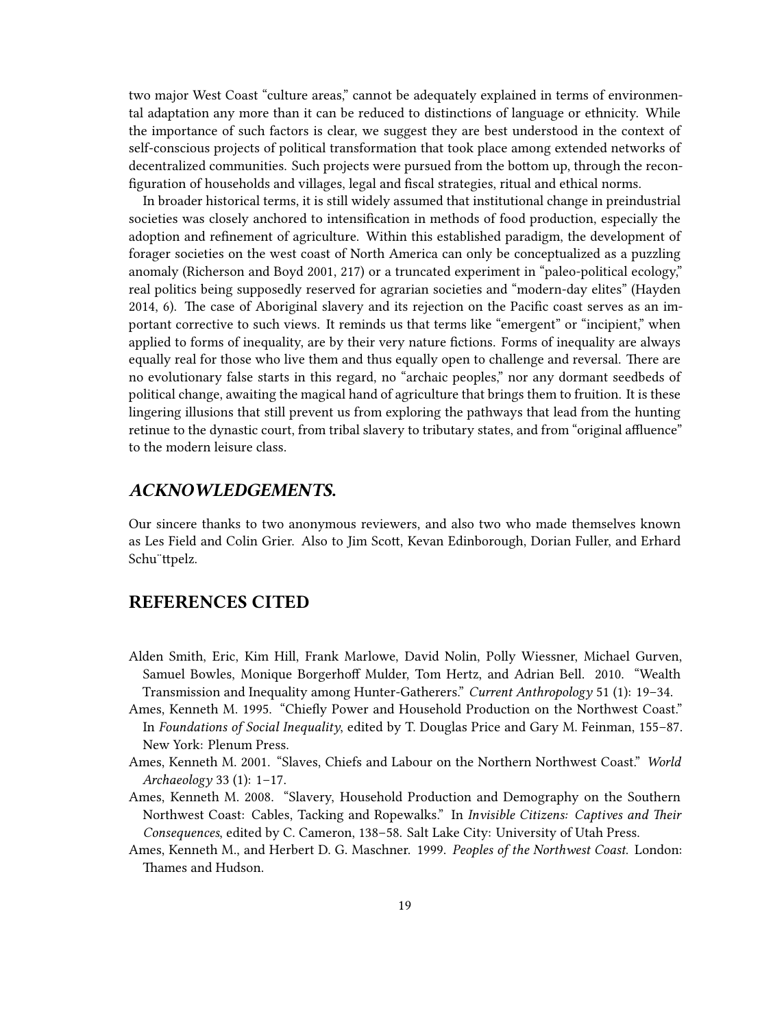two major West Coast "culture areas," cannot be adequately explained in terms of environmental adaptation any more than it can be reduced to distinctions of language or ethnicity. While the importance of such factors is clear, we suggest they are best understood in the context of self-conscious projects of political transformation that took place among extended networks of decentralized communities. Such projects were pursued from the bottom up, through the reconfiguration of households and villages, legal and fiscal strategies, ritual and ethical norms.

In broader historical terms, it is still widely assumed that institutional change in preindustrial societies was closely anchored to intensification in methods of food production, especially the adoption and refinement of agriculture. Within this established paradigm, the development of forager societies on the west coast of North America can only be conceptualized as a puzzling anomaly (Richerson and Boyd 2001, 217) or a truncated experiment in "paleo-political ecology," real politics being supposedly reserved for agrarian societies and "modern-day elites" (Hayden 2014, 6). The case of Aboriginal slavery and its rejection on the Pacific coast serves as an important corrective to such views. It reminds us that terms like "emergent" or "incipient," when applied to forms of inequality, are by their very nature fictions. Forms of inequality are always equally real for those who live them and thus equally open to challenge and reversal. There are no evolutionary false starts in this regard, no "archaic peoples," nor any dormant seedbeds of political change, awaiting the magical hand of agriculture that brings them to fruition. It is these lingering illusions that still prevent us from exploring the pathways that lead from the hunting retinue to the dynastic court, from tribal slavery to tributary states, and from "original affluence" to the modern leisure class.

## *ACKNOWLEDGEMENTS.*

Our sincere thanks to two anonymous reviewers, and also two who made themselves known as Les Field and Colin Grier. Also to Jim Scott, Kevan Edinborough, Dorian Fuller, and Erhard Schüttpelz.

## REFERENCES CITED

Alden Smith, Eric, Kim Hill, Frank Marlowe, David Nolin, Polly Wiessner, Michael Gurven, Samuel Bowles, Monique Borgerhoff Mulder, Tom Hertz, and Adrian Bell. 2010. "Wealth Transmission and Inequality among Hunter-Gatherers." *Current Anthropology* 51 (1): 19–34.

Ames, Kenneth M. 1995. "Chiefly Power and Household Production on the Northwest Coast." In *Foundations of Social Inequality*, edited by T. Douglas Price and Gary M. Feinman, 155–87. New York: Plenum Press.

Ames, Kenneth M. 2001. "Slaves, Chiefs and Labour on the Northern Northwest Coast." *World Archaeology* 33 (1): 1–17.

Ames, Kenneth M. 2008. "Slavery, Household Production and Demography on the Southern Northwest Coast: Cables, Tacking and Ropewalks." In *Invisible Citizens: Captives and Their Consequences*, edited by C. Cameron, 138–58. Salt Lake City: University of Utah Press.

Ames, Kenneth M., and Herbert D. G. Maschner. 1999. *Peoples of the Northwest Coast.* London: Thames and Hudson.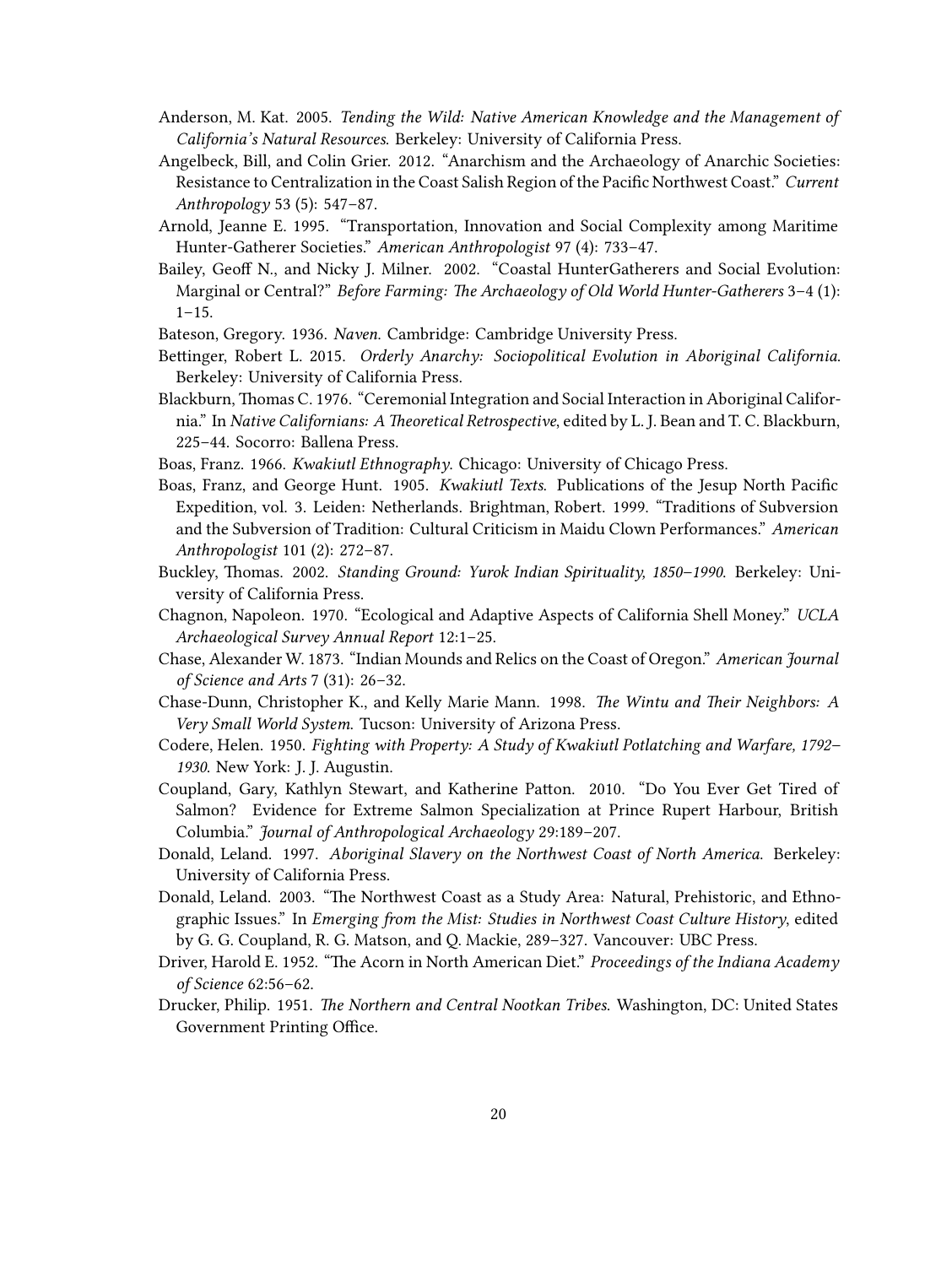Anderson, M. Kat. 2005. *Tending the Wild: Native American Knowledge and the Management of California's Natural Resources.* Berkeley: University of California Press.

Angelbeck, Bill, and Colin Grier. 2012. "Anarchism and the Archaeology of Anarchic Societies: Resistance to Centralization in the Coast Salish Region of the Pacific Northwest Coast." *Current Anthropology* 53 (5): 547–87.

Arnold, Jeanne E. 1995. "Transportation, Innovation and Social Complexity among Maritime Hunter-Gatherer Societies." *American Anthropologist* 97 (4): 733–47.

Bailey, Geoff N., and Nicky J. Milner. 2002. "Coastal HunterGatherers and Social Evolution: Marginal or Central?" *Before Farming: The Archaeology of Old World Hunter-Gatherers* 3–4 (1): 1–15.

Bateson, Gregory. 1936. *Naven.* Cambridge: Cambridge University Press.

Bettinger, Robert L. 2015. *Orderly Anarchy: Sociopolitical Evolution in Aboriginal California.* Berkeley: University of California Press.

Blackburn, Thomas C. 1976. "Ceremonial Integration and Social Interaction in Aboriginal California." In *Native Californians: A Theoretical Retrospective*, edited by L. J. Bean and T. C. Blackburn, 225–44. Socorro: Ballena Press.

Boas, Franz. 1966. *Kwakiutl Ethnography.* Chicago: University of Chicago Press.

Boas, Franz, and George Hunt. 1905. *Kwakiutl Texts.* Publications of the Jesup North Pacific Expedition, vol. 3. Leiden: Netherlands. Brightman, Robert. 1999. "Traditions of Subversion and the Subversion of Tradition: Cultural Criticism in Maidu Clown Performances." *American Anthropologist* 101 (2): 272–87.

Buckley, Thomas. 2002. *Standing Ground: Yurok Indian Spirituality, 1850–1990.* Berkeley: University of California Press.

Chagnon, Napoleon. 1970. "Ecological and Adaptive Aspects of California Shell Money." *UCLA Archaeological Survey Annual Report* 12:1–25.

Chase, Alexander W. 1873. "Indian Mounds and Relics on the Coast of Oregon." *American Journal of Science and Arts* 7 (31): 26–32.

Chase-Dunn, Christopher K., and Kelly Marie Mann. 1998. *The Wintu and Their Neighbors: A Very Small World System.* Tucson: University of Arizona Press.

Codere, Helen. 1950. *Fighting with Property: A Study of Kwakiutl Potlatching and Warfare, 1792–1930.* New York: J. J. Augustin.

Coupland, Gary, Kathlyn Stewart, and Katherine Patton. 2010. "Do You Ever Get Tired of Salmon? Evidence for Extreme Salmon Specialization at Prince Rupert Harbour, British Columbia." *Journal of Anthropological Archaeology* 29:189–207.

Donald, Leland. 1997. *Aboriginal Slavery on the Northwest Coast of North America.* Berkeley: University of California Press.

Donald, Leland. 2003. "The Northwest Coast as a Study Area: Natural, Prehistoric, and Ethnographic Issues." In *Emerging from the Mist: Studies in Northwest Coast Culture History*, edited by G. G. Coupland, R. G. Matson, and Q. Mackie, 289–327. Vancouver: UBC Press.

Driver, Harold E. 1952. "The Acorn in North American Diet." *Proceedings of the Indiana Academy of Science* 62:56–62.

Drucker, Philip. 1951. *The Northern and Central Nootkan Tribes.* Washington, DC: United States Government Printing Office.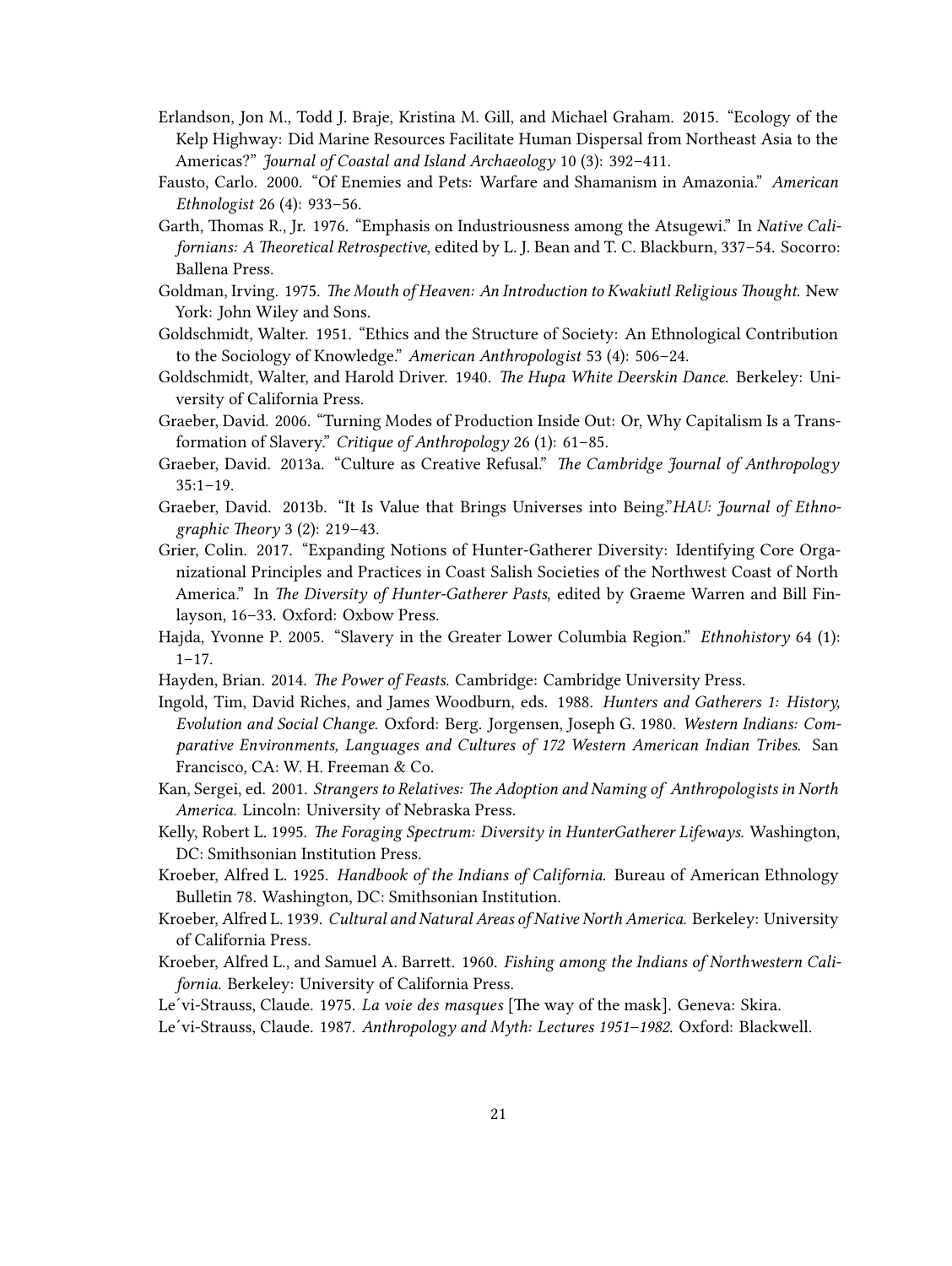Erlandson, Jon M., Todd J. Braje, Kristina M. Gill, and Michael Graham. 2015. "Ecology of the Kelp Highway: Did Marine Resources Facilitate Human Dispersal from Northeast Asia to the Americas?" *Journal of Coastal and Island Archaeology* 10 (3): 392–411.

Fausto, Carlo. 2000. "Of Enemies and Pets: Warfare and Shamanism in Amazonia." *American Ethnologist* 26 (4): 933–56.

Garth, Thomas R., Jr. 1976. "Emphasis on Industriousness among the Atsugewi." In *Native Californians: A Theoretical Retrospective*, edited by L. J. Bean and T. C. Blackburn, 337–54. Socorro: Ballena Press.

Goldman, Irving. 1975. *The Mouth of Heaven: An Introduction to Kwakiutl Religious Thought*. New York: John Wiley and Sons.

Goldschmidt, Walter. 1951. "Ethics and the Structure of Society: An Ethnological Contribution to the Sociology of Knowledge." *American Anthropologist* 53 (4): 506–24.

Goldschmidt, Walter, and Harold Driver. 1940. *The Hupa White Deerskin Dance*. Berkeley: University of California Press.

Graeber, David. 2006. "Turning Modes of Production Inside Out: Or, Why Capitalism Is a Transformation of Slavery." *Critique of Anthropology* 26 (1): 61–85.

Graeber, David. 2013a. "Culture as Creative Refusal." *The Cambridge Journal of Anthropology* 35:1–19.

Graeber, David. 2013b. "It Is Value that Brings Universes into Being."*HAU: Journal of Ethnographic Theory* 3 (2): 219–43.

Grier, Colin. 2017. "Expanding Notions of Hunter-Gatherer Diversity: Identifying Core Organizational Principles and Practices in Coast Salish Societies of the Northwest Coast of North America." In *The Diversity of Hunter-Gatherer Pasts*, edited by Graeme Warren and Bill Finlayson, 16–33. Oxford: Oxbow Press.

Hajda, Yvonne P. 2005. "Slavery in the Greater Lower Columbia Region." *Ethnohistory* 64 (1): 1–17.

Hayden, Brian. 2014. *The Power of Feasts*. Cambridge: Cambridge University Press.

Ingold, Tim, David Riches, and James Woodburn, eds. 1988. *Hunters and Gatherers 1: History, Evolution and Social Change.* Oxford: Berg. Jorgensen, Joseph G. 1980. *Western Indians: Comparative Environments, Languages and Cultures of 172 Western American Indian Tribes.* San Francisco, CA: W. H. Freeman & Co.

Kan, Sergei, ed. 2001. *Strangers to Relatives: The Adoption and Naming of Anthropologists in North America.* Lincoln: University of Nebraska Press.

Kelly, Robert L. 1995. *The Foraging Spectrum: Diversity in HunterGatherer Lifeways.* Washington, DC: Smithsonian Institution Press.

Kroeber, Alfred L. 1925. *Handbook of the Indians of California.* Bureau of American Ethnology Bulletin 78. Washington, DC: Smithsonian Institution.

Kroeber, Alfred L. 1939. *Cultural and Natural Areas of Native North America.* Berkeley: University of California Press.

Kroeber, Alfred L., and Samuel A. Barrett. 1960. *Fishing among the Indians of Northwestern California.* Berkeley: University of California Press.

Le´vi-Strauss, Claude. 1975. *La voie des masques* [The way of the mask]. Geneva: Skira.

Le´vi-Strauss, Claude. 1987. *Anthropology and Myth: Lectures 1951–1982.* Oxford: Blackwell.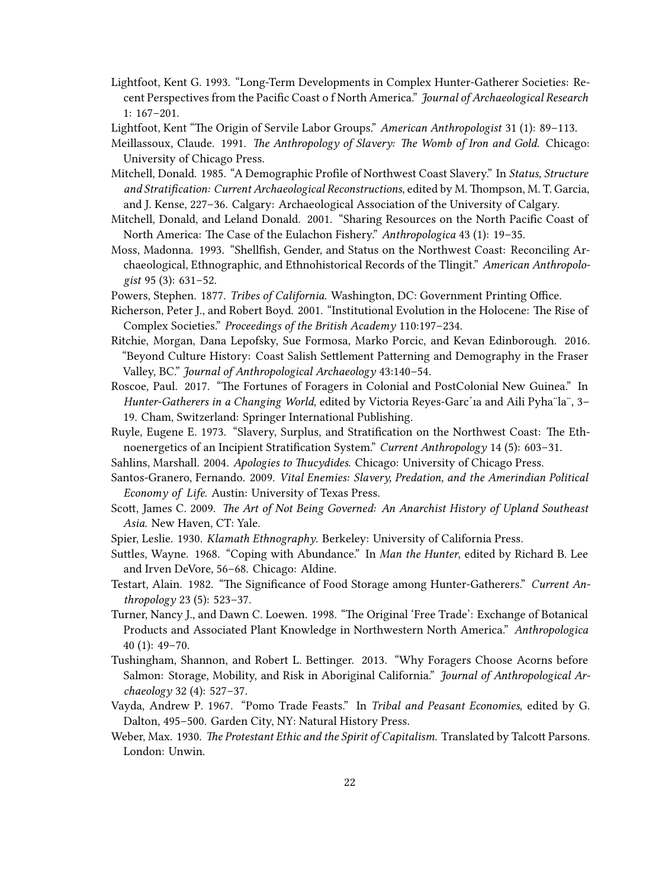Lightfoot, Kent G. 1993. "Long-Term Developments in Complex Hunter-Gatherer Societies: Recent Perspectives from the Pacific Coast o f North America." *Journal of Archaeological Research* 1: 167–201.

Lightfoot, Kent "The Origin of Servile Labor Groups." *American Anthropologist* 31 (1): 89–113.

Meillassoux, Claude. 1991. *The Anthropology of Slavery: The Womb of Iron and Gold.* Chicago: University of Chicago Press.

Mitchell, Donald. 1985. "A Demographic Profile of Northwest Coast Slavery." In *Status, Structure and Stratification: Current Archaeological Reconstructions*, edited by M. Thompson, M. T. Garcia, and J. Kense, 227–36. Calgary: Archaeological Association of the University of Calgary.

Mitchell, Donald, and Leland Donald. 2001. "Sharing Resources on the North Pacific Coast of North America: The Case of the Eulachon Fishery." *Anthropologica* 43 (1): 19–35.

Moss, Madonna. 1993. "Shellfish, Gender, and Status on the Northwest Coast: Reconciling Archaeological, Ethnographic, and Ethnohistorical Records of the Tlingit." *American Anthropologist* 95 (3): 631–52.

Powers, Stephen. 1877. *Tribes of California.* Washington, DC: Government Printing Office.

Richerson, Peter J., and Robert Boyd. 2001. "Institutional Evolution in the Holocene: The Rise of Complex Societies." *Proceedings of the British Academy* 110:197–234.

Ritchie, Morgan, Dana Lepofsky, Sue Formosa, Marko Porcic, and Kevan Edinborough. 2016. "Beyond Culture History: Coast Salish Settlement Patterning and Demography in the Fraser Valley, BC." *Journal of Anthropological Archaeology* 43:140–54.

Roscoe, Paul. 2017. "The Fortunes of Foragers in Colonial and PostColonial New Guinea." In *Hunter-Gatherers in a Changing World*, edited by Victoria Reyes-Garc´ıa and Aili Pyha¨la¨, 3–19. Cham, Switzerland: Springer International Publishing.

Ruyle, Eugene E. 1973. "Slavery, Surplus, and Stratification on the Northwest Coast: The Ethnoenergetics of an Incipient Stratification System." *Current Anthropology* 14 (5): 603–31.

Sahlins, Marshall. 2004. *Apologies to Thucydides.* Chicago: University of Chicago Press.

Santos-Granero, Fernando. 2009. *Vital Enemies: Slavery, Predation, and the Amerindian Political Economy of Life.* Austin: University of Texas Press.

Scott, James C. 2009. *The Art of Not Being Governed: An Anarchist History of Upland Southeast Asia.* New Haven, CT: Yale.

Spier, Leslie. 1930. *Klamath Ethnography.* Berkeley: University of California Press.

Suttles, Wayne. 1968. "Coping with Abundance." In *Man the Hunter*, edited by Richard B. Lee and Irven DeVore, 56–68. Chicago: Aldine.

Testart, Alain. 1982. "The Significance of Food Storage among Hunter-Gatherers." *Current Anthropology* 23 (5): 523–37.

Turner, Nancy J., and Dawn C. Loewen. 1998. "The Original 'Free Trade': Exchange of Botanical Products and Associated Plant Knowledge in Northwestern North America." *Anthropologica* 40 (1): 49–70.

Tushingham, Shannon, and Robert L. Bettinger. 2013. "Why Foragers Choose Acorns before Salmon: Storage, Mobility, and Risk in Aboriginal California." *Journal of Anthropological Archaeology* 32 (4): 527–37.

Vayda, Andrew P. 1967. "Pomo Trade Feasts." In *Tribal and Peasant Economies*, edited by G. Dalton, 495–500. Garden City, NY: Natural History Press.

Weber, Max. 1930. *The Protestant Ethic and the Spirit of Capitalism.* Translated by Talcott Parsons. London: Unwin.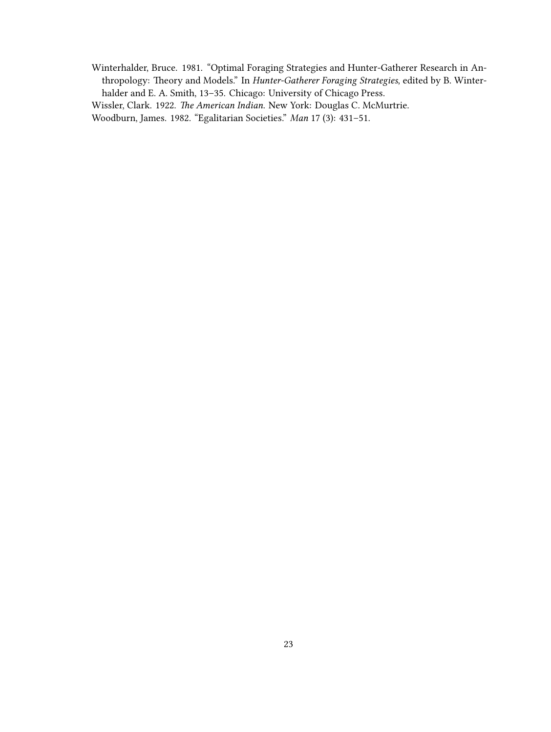Winterhalder, Bruce. 1981. "Optimal Foraging Strategies and Hunter-Gatherer Research in Anthropology: Theory and Models." In *Hunter-Gatherer Foraging Strategies*, edited by B. Winterhalder and E. A. Smith, 13–35. Chicago: University of Chicago Press.

Wissler, Clark. 1922. *The American Indian.* New York: Douglas C. McMurtrie.

Woodburn, James. 1982. "Egalitarian Societies." *Man* 17 (3): 431–51.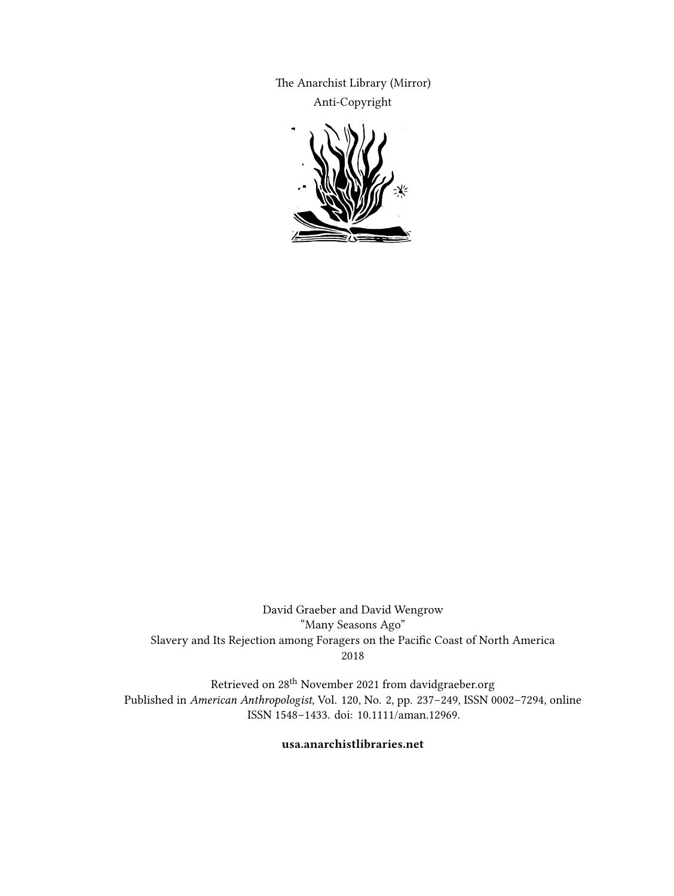The Anarchist Library (Mirror)
Anti-Copyright

David Graeber and David Wengrow
"Many Seasons Ago"
Slavery and Its Rejection among Foragers on the Pacific Coast of North America
2018

Retrieved on 28th November 2021 from davidgraeber.org
Published in *American Anthropologist*, Vol. 120, No. 2, pp. 237–249, ISSN 0002–7294, online ISSN 1548–1433. doi: 10.1111/aman.12969.

**usa.anarchistlibraries.net**